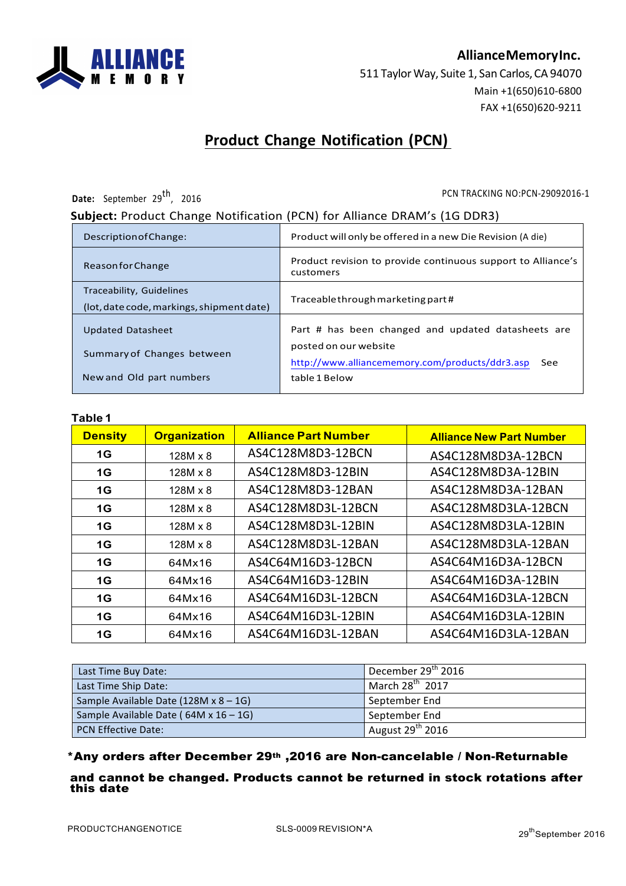**Alliance Memory Inc.**
511 Taylor Way, Suite 1, San Carlos, CA 94070
Main +1(650)610-6800
FAX +1(650)620-9211

# Product Change Notification (PCN)

**Date:** September 29th, 2016

PCN TRACKING NO:PCN-29092016-1

**Subject:** Product Change Notification (PCN) for Alliance DRAM's (1G DDR3)

| | |
|---|---|
| Description of Change: | Product will only be offered in a new Die Revision (A die) |
| Reason for Change | Product revision to provide continuous support to Alliance's customers |
| Traceability, Guidelines (lot, date code, markings, shipment date) | Traceable through marketing part # |
| Updated Datasheet<br>Summary of Changes between<br>New and Old part numbers | Part # has been changed and updated datasheets are posted on our website http://www.alliancememory.com/products/ddr3.asp See table 1 Below |

**Table 1**

| Density | Organization | Alliance Part Number | Alliance New Part Number |
|---|---|---|---|
| 1G | 128M x 8 | AS4C128M8D3-12BCN | AS4C128M8D3A-12BCN |
| 1G | 128M x 8 | AS4C128M8D3-12BIN | AS4C128M8D3A-12BIN |
| 1G | 128M x 8 | AS4C128M8D3-12BAN | AS4C128M8D3A-12BAN |
| 1G | 128M x 8 | AS4C128M8D3L-12BCN | AS4C128M8D3LA-12BCN |
| 1G | 128M x 8 | AS4C128M8D3L-12BIN | AS4C128M8D3LA-12BIN |
| 1G | 128M x 8 | AS4C128M8D3L-12BAN | AS4C128M8D3LA-12BAN |
| 1G | 64Mx16 | AS4C64M16D3-12BCN | AS4C64M16D3A-12BCN |
| 1G | 64Mx16 | AS4C64M16D3-12BIN | AS4C64M16D3A-12BIN |
| 1G | 64Mx16 | AS4C64M16D3L-12BCN | AS4C64M16D3LA-12BCN |
| 1G | 64Mx16 | AS4C64M16D3L-12BIN | AS4C64M16D3LA-12BIN |
| 1G | 64Mx16 | AS4C64M16D3L-12BAN | AS4C64M16D3LA-12BAN |

| | |
|---|---|
| Last Time Buy Date: | December 29th 2016 |
| Last Time Ship Date: | March 28th 2017 |
| Sample Available Date (128M x 8 – 1G) | September End |
| Sample Available Date ( 64M x 16 – 1G) | September End |
| PCN Effective Date: | August 29th 2016 |

**\*Any orders after December 29th ,2016 are Non-cancelable / Non-Returnable and cannot be changed. Products cannot be returned in stock rotations after this date**

PRODUCTCHANGENOTICE SLS-0009 REVISION*A 29th September 2016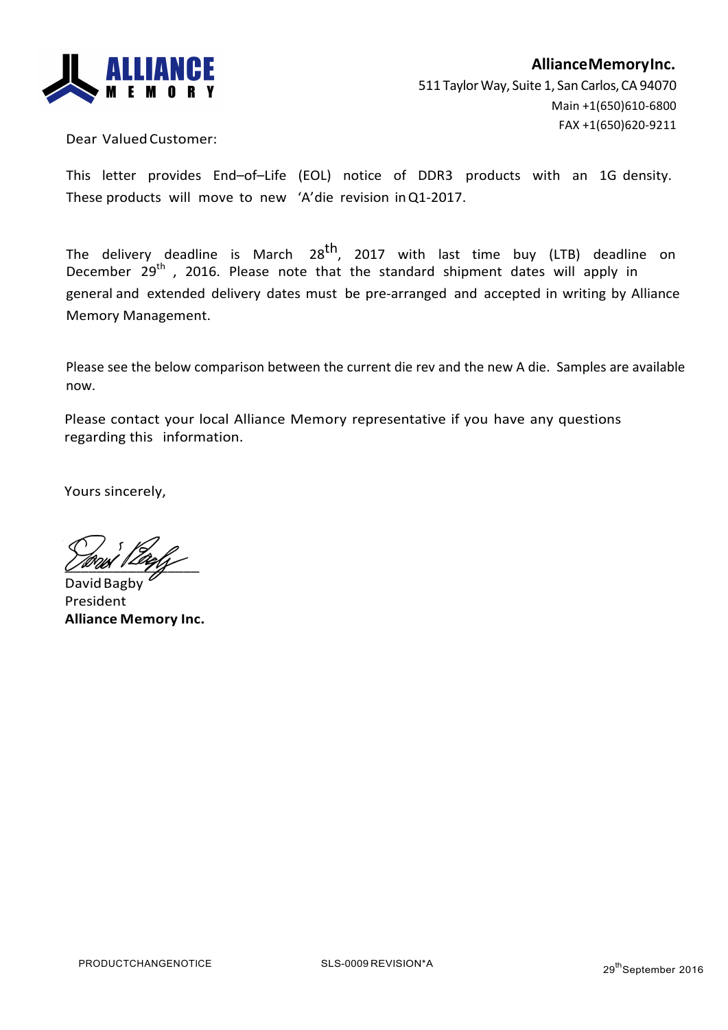**Alliance Memory Inc.**
511 Taylor Way, Suite 1, San Carlos, CA 94070
Main +1(650)610-6800
FAX +1(650)620-9211

Dear Valued Customer:

This letter provides End–of–Life (EOL) notice of DDR3 products with an 1G density. These products will move to new 'A'die revision in Q1-2017.

The delivery deadline is March 28th, 2017 with last time buy (LTB) deadline on December 29th, 2016. Please note that the standard shipment dates will apply in general and extended delivery dates must be pre-arranged and accepted in writing by Alliance Memory Management.

Please see the below comparison between the current die rev and the new A die. Samples are available now.

Please contact your local Alliance Memory representative if you have any questions regarding this information.

Yours sincerely,

David Bagby
President
**Alliance Memory Inc.**

PRODUCTCHANGENOTICE SLS-0009 REVISION*A 29th September 2016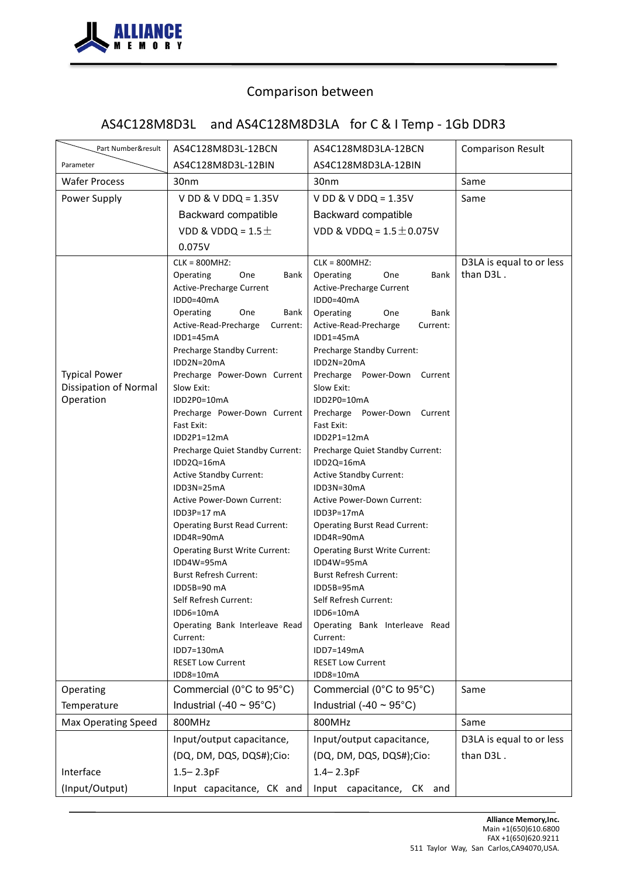## Comparison between

## AS4C128M8D3L and AS4C128M8D3LA for C & I Temp - 1Gb DDR3

| Part Number&result / Parameter | AS4C128M8D3L-12BCN<br>AS4C128M8D3L-12BIN | AS4C128M8D3LA-12BCN<br>AS4C128M8D3LA-12BIN | Comparison Result |
|---|---|---|---|
| Wafer Process | 30nm | 30nm | Same |
| Power Supply | V DD & V DDQ = 1.35V<br>Backward compatible<br>VDD & VDDQ = 1.5±0.075V | V DD & V DDQ = 1.35V<br>Backward compatible<br>VDD & VDDQ = 1.5±0.075V | Same |
| Typical Power Dissipation of Normal Operation | CLK = 800MHZ:<br>Operating One Bank Active-Precharge Current<br>IDD0=40mA<br>Operating One Bank Active-Read-Precharge Current:<br>IDD1=45mA<br>Precharge Standby Current:<br>IDD2N=20mA<br>Precharge Power-Down Current Slow Exit:<br>IDD2P0=10mA<br>Precharge Power-Down Current Fast Exit:<br>IDD2P1=12mA<br>Precharge Quiet Standby Current:<br>IDD2Q=16mA<br>Active Standby Current:<br>IDD3N=25mA<br>Active Power-Down Current:<br>IDD3P=17 mA<br>Operating Burst Read Current:<br>IDD4R=90mA<br>Operating Burst Write Current:<br>IDD4W=95mA<br>Burst Refresh Current:<br>IDD5B=90 mA<br>Self Refresh Current:<br>IDD6=10mA<br>Operating Bank Interleave Read Current:<br>IDD7=130mA<br>RESET Low Current<br>IDD8=10mA | CLK = 800MHZ:<br>Operating One Bank Active-Precharge Current<br>IDD0=40mA<br>Operating One Bank Active-Read-Precharge Current:<br>IDD1=45mA<br>Precharge Standby Current:<br>IDD2N=20mA<br>Precharge Power-Down Current Slow Exit:<br>IDD2P0=10mA<br>Precharge Power-Down Current Fast Exit:<br>IDD2P1=12mA<br>Precharge Quiet Standby Current:<br>IDD2Q=16mA<br>Active Standby Current:<br>IDD3N=30mA<br>Active Power-Down Current:<br>IDD3P=17mA<br>Operating Burst Read Current:<br>IDD4R=90mA<br>Operating Burst Write Current:<br>IDD4W=95mA<br>Burst Refresh Current:<br>IDD5B=95mA<br>Self Refresh Current:<br>IDD6=10mA<br>Operating Bank Interleave Read Current:<br>IDD7=149mA<br>RESET Low Current<br>IDD8=10mA | D3LA is equal to or less than D3L . |
| Operating Temperature | Commercial (0°C to 95°C)<br>Industrial (-40 ~ 95°C) | Commercial (0°C to 95°C)<br>Industrial (-40 ~ 95°C) | Same |
| Max Operating Speed | 800MHz | 800MHz | Same |
| Interface (Input/Output) | Input/output capacitance, (DQ, DM, DQS, DQS#);Cio: 1.5– 2.3pF<br>Input capacitance, CK and | Input/output capacitance, (DQ, DM, DQS, DQS#);Cio: 1.4– 2.3pF<br>Input capacitance, CK and | D3LA is equal to or less than D3L . |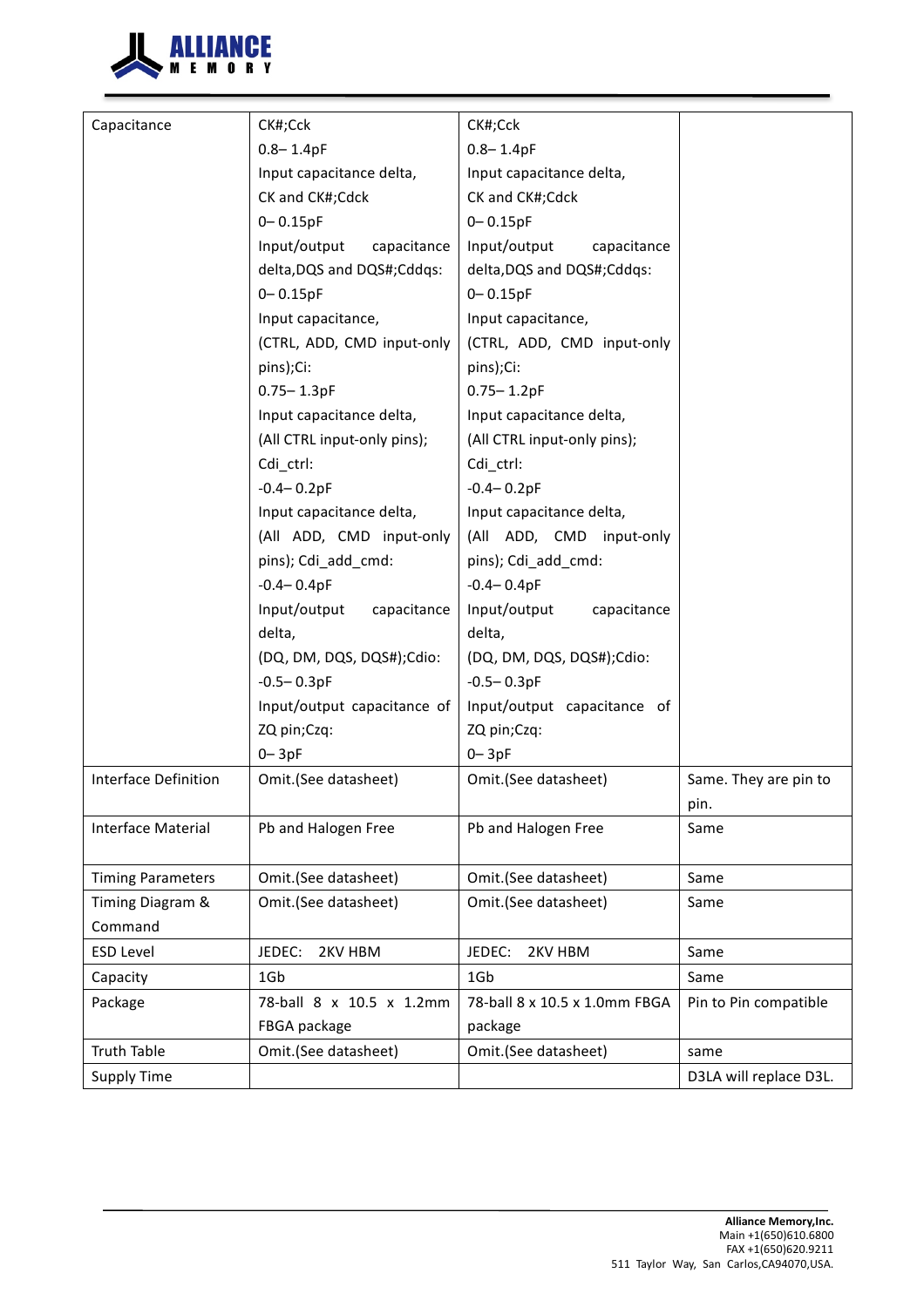| Capacitance | CK#;Cck<br>0.8– 1.4pF<br>Input capacitance delta, CK and CK#;Cdck<br>0– 0.15pF<br>Input/output capacitance delta,DQS and DQS#;Cddqs:<br>0– 0.15pF<br>Input capacitance, (CTRL, ADD, CMD input-only pins);Ci:<br>0.75– 1.3pF<br>Input capacitance delta, (All CTRL input-only pins); Cdi_ctrl:<br>-0.4– 0.2pF<br>Input capacitance delta, (All ADD, CMD input-only pins); Cdi_add_cmd:<br>-0.4– 0.4pF<br>Input/output capacitance delta, (DQ, DM, DQS, DQS#);Cdio:<br>-0.5– 0.3pF<br>Input/output capacitance of ZQ pin;Czq:<br>0– 3pF | CK#;Cck<br>0.8– 1.4pF<br>Input capacitance delta, CK and CK#;Cdck<br>0– 0.15pF<br>Input/output capacitance delta,DQS and DQS#;Cddqs:<br>0– 0.15pF<br>Input capacitance, (CTRL, ADD, CMD input-only pins);Ci:<br>0.75– 1.2pF<br>Input capacitance delta, (All CTRL input-only pins); Cdi_ctrl:<br>-0.4– 0.2pF<br>Input capacitance delta, (All ADD, CMD input-only pins); Cdi_add_cmd:<br>-0.4– 0.4pF<br>Input/output capacitance delta, (DQ, DM, DQS, DQS#);Cdio:<br>-0.5– 0.3pF<br>Input/output capacitance of ZQ pin;Czq:<br>0– 3pF | |
|---|---|---|---|
| Interface Definition | Omit.(See datasheet) | Omit.(See datasheet) | Same. They are pin to pin. |
| Interface Material | Pb and Halogen Free | Pb and Halogen Free | Same |
| Timing Parameters | Omit.(See datasheet) | Omit.(See datasheet) | Same |
| Timing Diagram & Command | Omit.(See datasheet) | Omit.(See datasheet) | Same |
| ESD Level | JEDEC: 2KV HBM | JEDEC: 2KV HBM | Same |
| Capacity | 1Gb | 1Gb | Same |
| Package | 78-ball 8 x 10.5 x 1.2mm FBGA package | 78-ball 8 x 10.5 x 1.0mm FBGA package | Pin to Pin compatible |
| Truth Table | Omit.(See datasheet) | Omit.(See datasheet) | same |
| Supply Time | | | D3LA will replace D3L. |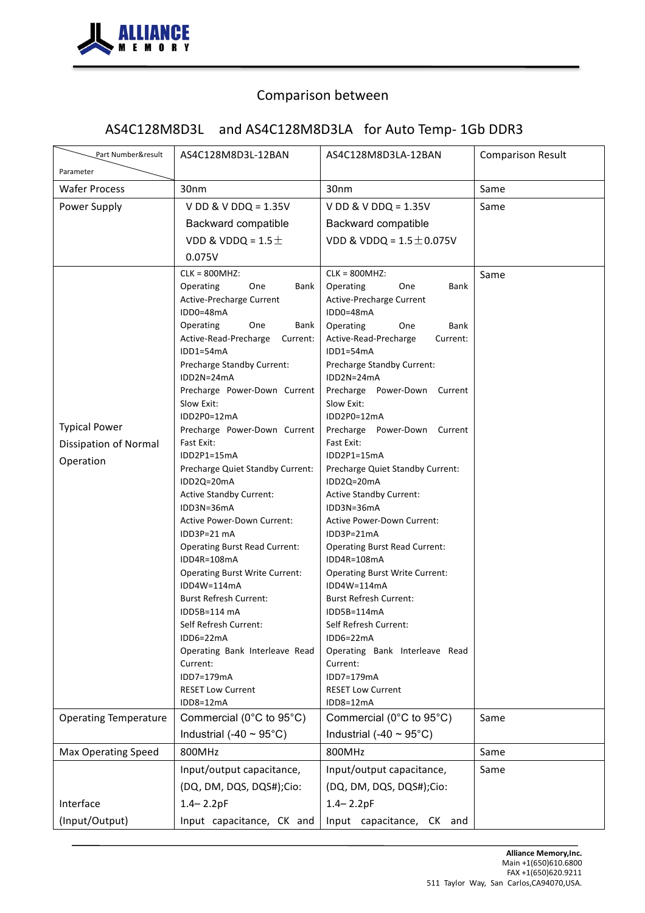Comparison between

AS4C128M8D3L and AS4C128M8D3LA for Auto Temp- 1Gb DDR3

| Part Number&result / Parameter | AS4C128M8D3L-12BAN | AS4C128M8D3LA-12BAN | Comparison Result |
|---|---|---|---|
| Wafer Process | 30nm | 30nm | Same |
| Power Supply | V DD & V DDQ = 1.35V<br>Backward compatible<br>VDD & VDDQ = 1.5±0.075V | V DD & V DDQ = 1.35V<br>Backward compatible<br>VDD & VDDQ = 1.5±0.075V | Same |
| Typical Power Dissipation of Normal Operation | CLK = 800MHZ:<br>Operating One Bank Active-Precharge Current IDD0=48mA<br>Operating One Bank Active-Read-Precharge Current: IDD1=54mA<br>Precharge Standby Current: IDD2N=24mA<br>Precharge Power-Down Current Slow Exit: IDD2P0=12mA<br>Precharge Power-Down Current Fast Exit: IDD2P1=15mA<br>Precharge Quiet Standby Current: IDD2Q=20mA<br>Active Standby Current: IDD3N=36mA<br>Active Power-Down Current: IDD3P=21 mA<br>Operating Burst Read Current: IDD4R=108mA<br>Operating Burst Write Current: IDD4W=114mA<br>Burst Refresh Current: IDD5B=114 mA<br>Self Refresh Current: IDD6=22mA<br>Operating Bank Interleave Read Current: IDD7=179mA<br>RESET Low Current IDD8=12mA | CLK = 800MHZ:<br>Operating One Bank Active-Precharge Current IDD0=48mA<br>Operating One Bank Active-Read-Precharge Current: IDD1=54mA<br>Precharge Standby Current: IDD2N=24mA<br>Precharge Power-Down Current Slow Exit: IDD2P0=12mA<br>Precharge Power-Down Current Fast Exit: IDD2P1=15mA<br>Precharge Quiet Standby Current: IDD2Q=20mA<br>Active Standby Current: IDD3N=36mA<br>Active Power-Down Current: IDD3P=21mA<br>Operating Burst Read Current: IDD4R=108mA<br>Operating Burst Write Current: IDD4W=114mA<br>Burst Refresh Current: IDD5B=114mA<br>Self Refresh Current: IDD6=22mA<br>Operating Bank Interleave Read Current: IDD7=179mA<br>RESET Low Current IDD8=12mA | Same |
| Operating Temperature | Commercial (0°C to 95°C)<br>Industrial (-40 ~ 95°C) | Commercial (0°C to 95°C)<br>Industrial (-40 ~ 95°C) | Same |
| Max Operating Speed | 800MHz | 800MHz | Same |
| Interface (Input/Output) | Input/output capacitance, (DQ, DM, DQS, DQS#);Cio: 1.4– 2.2pF<br>Input capacitance, CK and | Input/output capacitance, (DQ, DM, DQS, DQS#);Cio: 1.4– 2.2pF<br>Input capacitance, CK and | Same |

**Alliance Memory,Inc.**
Main +1(650)610.6800
FAX +1(650)620.9211
511 Taylor Way, San Carlos,CA94070,USA.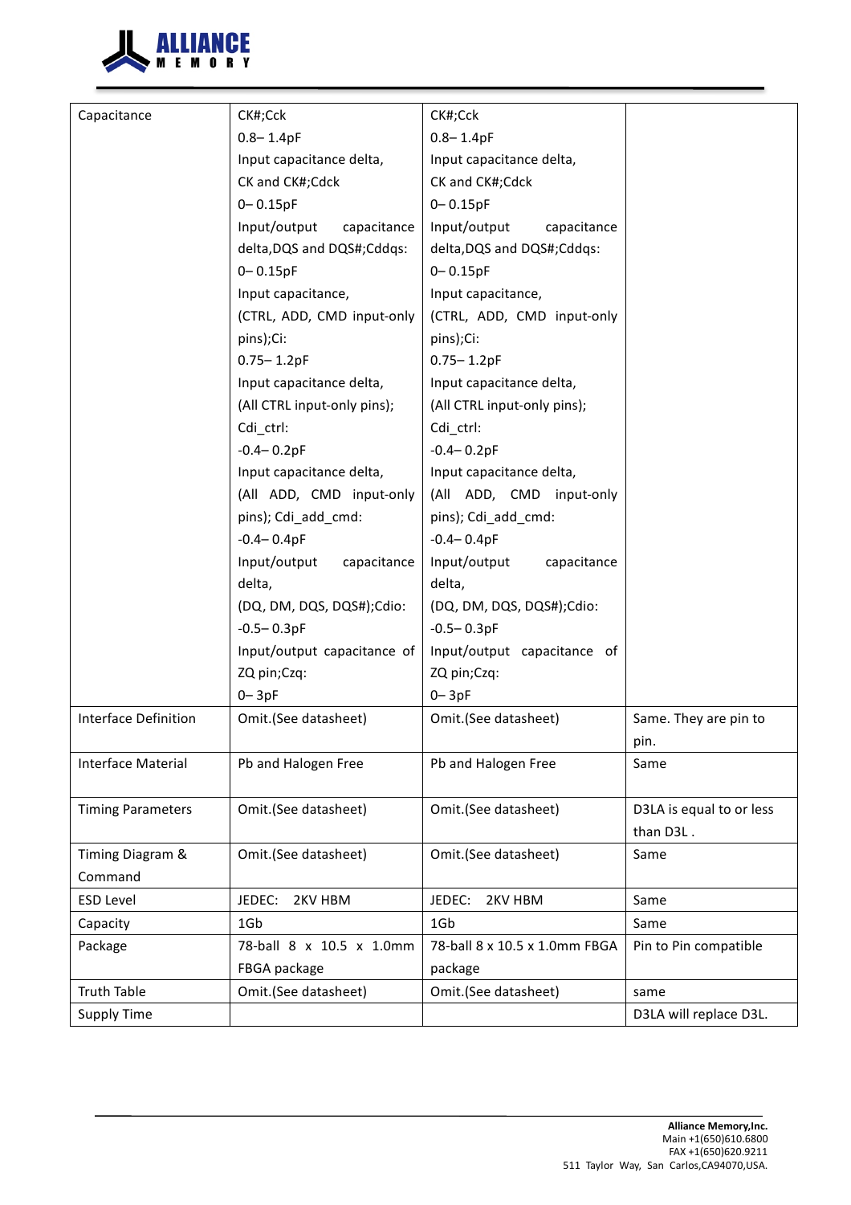| Capacitance | CK#;Cck<br>0.8– 1.4pF<br>Input capacitance delta,<br>CK and CK#;Cdck<br>0– 0.15pF<br>Input/output capacitance delta,DQS and DQS#;Cddqs:<br>0– 0.15pF<br>Input capacitance,<br>(CTRL, ADD, CMD input-only pins);Ci:<br>0.75– 1.2pF<br>Input capacitance delta,<br>(All CTRL input-only pins);<br>Cdi_ctrl:<br>-0.4– 0.2pF<br>Input capacitance delta,<br>(All ADD, CMD input-only pins); Cdi_add_cmd:<br>-0.4– 0.4pF<br>Input/output capacitance delta,<br>(DQ, DM, DQS, DQS#);Cdio:<br>-0.5– 0.3pF<br>Input/output capacitance of ZQ pin;Czq:<br>0– 3pF | CK#;Cck<br>0.8– 1.4pF<br>Input capacitance delta,<br>CK and CK#;Cdck<br>0– 0.15pF<br>Input/output capacitance delta,DQS and DQS#;Cddqs:<br>0– 0.15pF<br>Input capacitance,<br>(CTRL, ADD, CMD input-only pins);Ci:<br>0.75– 1.2pF<br>Input capacitance delta,<br>(All CTRL input-only pins);<br>Cdi_ctrl:<br>-0.4– 0.2pF<br>Input capacitance delta,<br>(All ADD, CMD input-only pins); Cdi_add_cmd:<br>-0.4– 0.4pF<br>Input/output capacitance delta,<br>(DQ, DM, DQS, DQS#);Cdio:<br>-0.5– 0.3pF<br>Input/output capacitance of ZQ pin;Czq:<br>0– 3pF | |
|---|---|---|---|
| Interface Definition | Omit.(See datasheet) | Omit.(See datasheet) | Same. They are pin to pin. |
| Interface Material | Pb and Halogen Free | Pb and Halogen Free | Same |
| Timing Parameters | Omit.(See datasheet) | Omit.(See datasheet) | D3LA is equal to or less than D3L . |
| Timing Diagram & Command | Omit.(See datasheet) | Omit.(See datasheet) | Same |
| ESD Level | JEDEC: 2KV HBM | JEDEC: 2KV HBM | Same |
| Capacity | 1Gb | 1Gb | Same |
| Package | 78-ball 8 x 10.5 x 1.0mm FBGA package | 78-ball 8 x 10.5 x 1.0mm FBGA package | Pin to Pin compatible |
| Truth Table | Omit.(See datasheet) | Omit.(See datasheet) | same |
| Supply Time | | | D3LA will replace D3L. |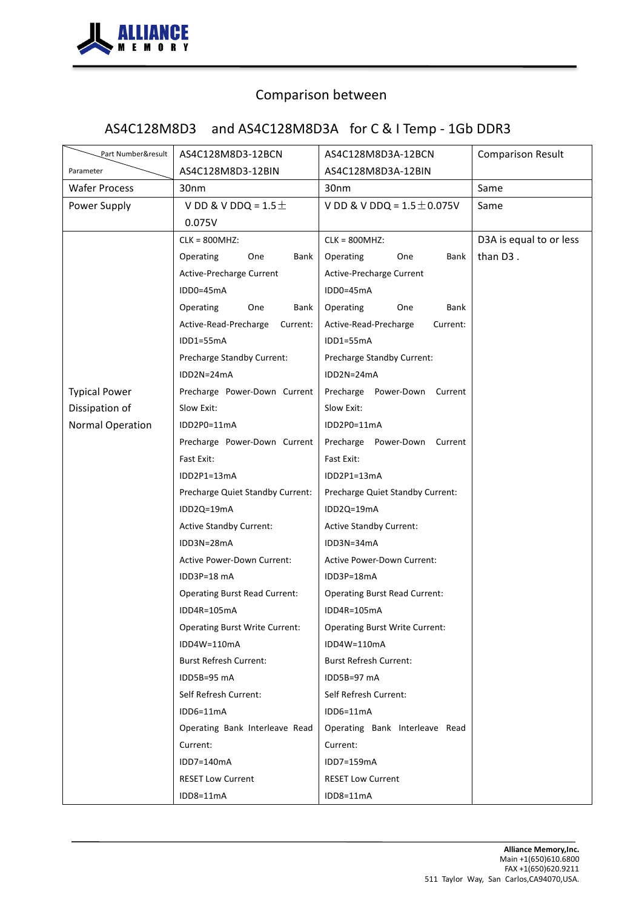## Comparison between

## AS4C128M8D3 and AS4C128M8D3A for C & I Temp - 1Gb DDR3

| Part Number&result / Parameter | AS4C128M8D3-12BCN<br>AS4C128M8D3-12BIN | AS4C128M8D3A-12BCN<br>AS4C128M8D3A-12BIN | Comparison Result |
|---|---|---|---|
| Wafer Process | 30nm | 30nm | Same |
| Power Supply | V DD & V DDQ = 1.5± 0.075V | V DD & V DDQ = 1.5±0.075V | Same |
| Typical Power Dissipation of Normal Operation | CLK = 800MHZ:<br>Operating One Bank Active-Precharge Current<br>IDD0=45mA<br>Operating One Bank Active-Read-Precharge Current:<br>IDD1=55mA<br>Precharge Standby Current:<br>IDD2N=24mA<br>Precharge Power-Down Current Slow Exit:<br>IDD2P0=11mA<br>Precharge Power-Down Current Fast Exit:<br>IDD2P1=13mA<br>Precharge Quiet Standby Current:<br>IDD2Q=19mA<br>Active Standby Current:<br>IDD3N=28mA<br>Active Power-Down Current:<br>IDD3P=18 mA<br>Operating Burst Read Current:<br>IDD4R=105mA<br>Operating Burst Write Current:<br>IDD4W=110mA<br>Burst Refresh Current:<br>IDD5B=95 mA<br>Self Refresh Current:<br>IDD6=11mA<br>Operating Bank Interleave Read Current:<br>IDD7=140mA<br>RESET Low Current<br>IDD8=11mA | CLK = 800MHZ:<br>Operating One Bank Active-Precharge Current<br>IDD0=45mA<br>Operating One Bank Active-Read-Precharge Current:<br>IDD1=55mA<br>Precharge Standby Current:<br>IDD2N=24mA<br>Precharge Power-Down Current Slow Exit:<br>IDD2P0=11mA<br>Precharge Power-Down Current Fast Exit:<br>IDD2P1=13mA<br>Precharge Quiet Standby Current:<br>IDD2Q=19mA<br>Active Standby Current:<br>IDD3N=34mA<br>Active Power-Down Current:<br>IDD3P=18mA<br>Operating Burst Read Current:<br>IDD4R=105mA<br>Operating Burst Write Current:<br>IDD4W=110mA<br>Burst Refresh Current:<br>IDD5B=97 mA<br>Self Refresh Current:<br>IDD6=11mA<br>Operating Bank Interleave Read Current:<br>IDD7=159mA<br>RESET Low Current<br>IDD8=11mA | D3A is equal to or less than D3 . |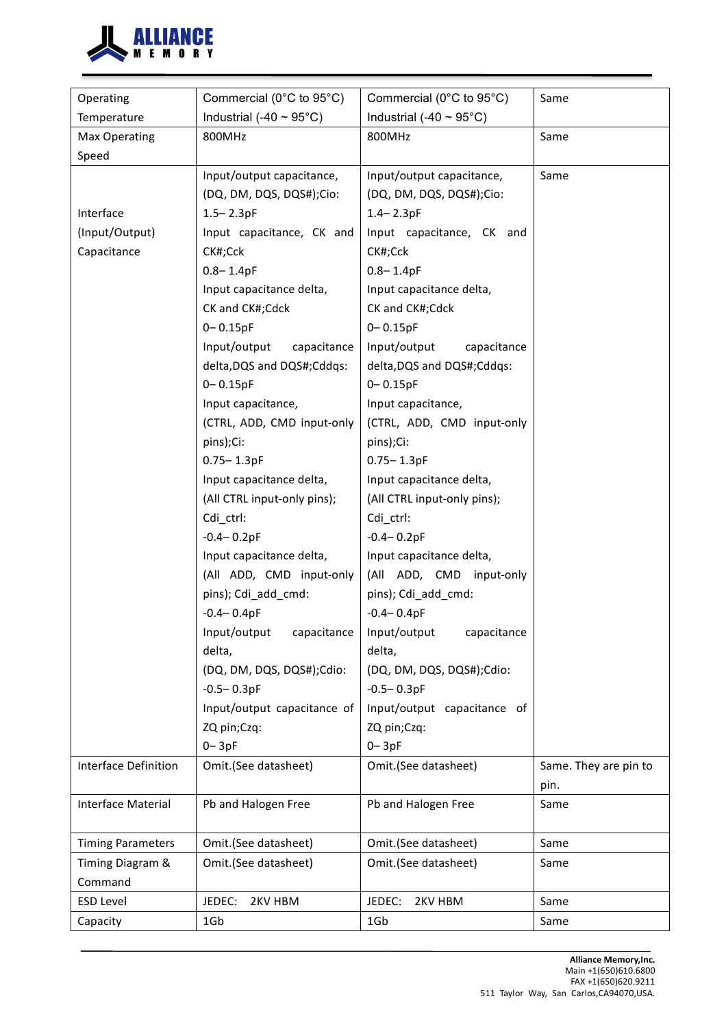| Operating Temperature | Commercial (0°C to 95°C) Industrial (-40 ~ 95°C) | Commercial (0°C to 95°C) Industrial (-40 ~ 95°C) | Same |
|---|---|---|---|
| Max Operating Speed | 800MHz | 800MHz | Same |
| Interface (Input/Output) Capacitance | Input/output capacitance, (DQ, DM, DQS, DQS#);Cio: 1.5– 2.3pF<br>Input capacitance, CK and CK#;Cck 0.8– 1.4pF<br>Input capacitance delta, CK and CK#;Cdck 0– 0.15pF<br>Input/output capacitance delta,DQS and DQS#;Cddqs: 0– 0.15pF<br>Input capacitance, (CTRL, ADD, CMD input-only pins);Ci: 0.75– 1.3pF<br>Input capacitance delta, (All CTRL input-only pins); Cdi_ctrl: -0.4– 0.2pF<br>Input capacitance delta, (All ADD, CMD input-only pins); Cdi_add_cmd: -0.4– 0.4pF<br>Input/output capacitance delta, (DQ, DM, DQS, DQS#);Cdio: -0.5– 0.3pF<br>Input/output capacitance of ZQ pin;Czq: 0– 3pF | Input/output capacitance, (DQ, DM, DQS, DQS#);Cio: 1.4– 2.3pF<br>Input capacitance, CK and CK#;Cck 0.8– 1.4pF<br>Input capacitance delta, CK and CK#;Cdck 0– 0.15pF<br>Input/output capacitance delta,DQS and DQS#;Cddqs: 0– 0.15pF<br>Input capacitance, (CTRL, ADD, CMD input-only pins);Ci: 0.75– 1.3pF<br>Input capacitance delta, (All CTRL input-only pins); Cdi_ctrl: -0.4– 0.2pF<br>Input capacitance delta, (All ADD, CMD input-only pins); Cdi_add_cmd: -0.4– 0.4pF<br>Input/output capacitance delta, (DQ, DM, DQS, DQS#);Cdio: -0.5– 0.3pF<br>Input/output capacitance of ZQ pin;Czq: 0– 3pF | Same |
| Interface Definition | Omit.(See datasheet) | Omit.(See datasheet) | Same. They are pin to pin. |
| Interface Material | Pb and Halogen Free | Pb and Halogen Free | Same |
| Timing Parameters | Omit.(See datasheet) | Omit.(See datasheet) | Same |
| Timing Diagram & Command | Omit.(See datasheet) | Omit.(See datasheet) | Same |
| ESD Level | JEDEC: 2KV HBM | JEDEC: 2KV HBM | Same |
| Capacity | 1Gb | 1Gb | Same |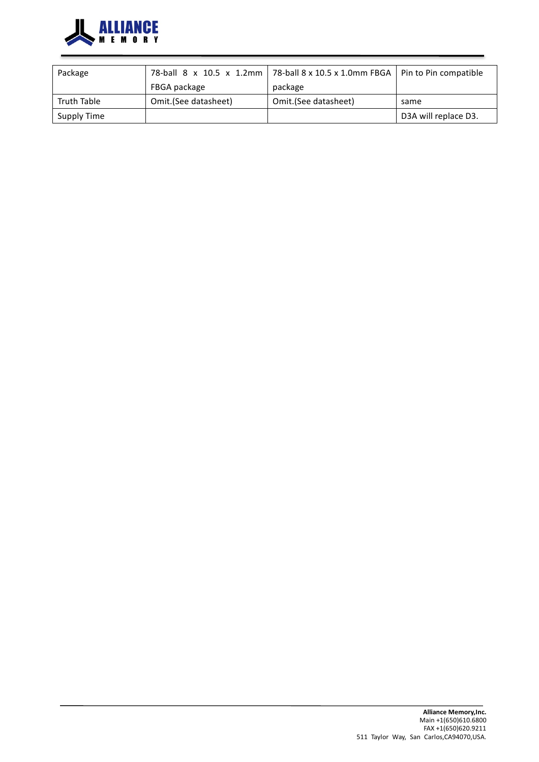| Package | 78-ball 8 x 10.5 x 1.2mm FBGA package | 78-ball 8 x 10.5 x 1.0mm FBGA package | Pin to Pin compatible |
|---|---|---|---|
| Truth Table | Omit.(See datasheet) | Omit.(See datasheet) | same |
| Supply Time | | | D3A will replace D3. |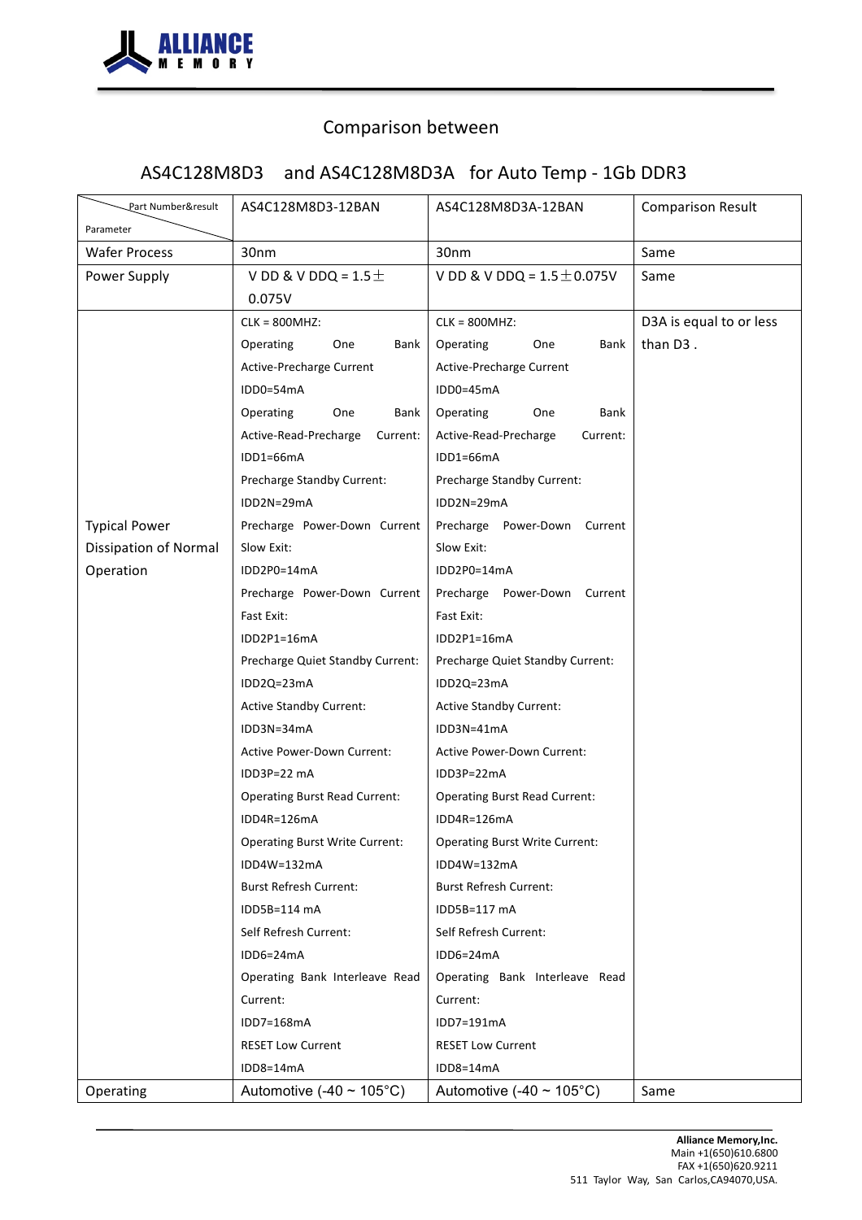Comparison between

AS4C128M8D3 and AS4C128M8D3A for Auto Temp - 1Gb DDR3

| Part Number&result / Parameter | AS4C128M8D3-12BAN | AS4C128M8D3A-12BAN | Comparison Result |
|---|---|---|---|
| Wafer Process | 30nm | 30nm | Same |
| Power Supply | V DD & V DDQ = 1.5±0.075V | V DD & V DDQ = 1.5±0.075V | Same |
| Typical Power Dissipation of Normal Operation | CLK = 800MHZ:<br>Operating One Bank Active-Precharge Current IDD0=54mA<br>Operating One Bank Active-Read-Precharge Current: IDD1=66mA<br>Precharge Standby Current: IDD2N=29mA<br>Precharge Power-Down Current Slow Exit: IDD2P0=14mA<br>Precharge Power-Down Current Fast Exit: IDD2P1=16mA<br>Precharge Quiet Standby Current: IDD2Q=23mA<br>Active Standby Current: IDD3N=34mA<br>Active Power-Down Current: IDD3P=22 mA<br>Operating Burst Read Current: IDD4R=126mA<br>Operating Burst Write Current: IDD4W=132mA<br>Burst Refresh Current: IDD5B=114 mA<br>Self Refresh Current: IDD6=24mA<br>Operating Bank Interleave Read Current: IDD7=168mA<br>RESET Low Current IDD8=14mA | CLK = 800MHZ:<br>Operating One Bank Active-Precharge Current IDD0=45mA<br>Operating One Bank Active-Read-Precharge Current: IDD1=66mA<br>Precharge Standby Current: IDD2N=29mA<br>Precharge Power-Down Current Slow Exit: IDD2P0=14mA<br>Precharge Power-Down Current Fast Exit: IDD2P1=16mA<br>Precharge Quiet Standby Current: IDD2Q=23mA<br>Active Standby Current: IDD3N=41mA<br>Active Power-Down Current: IDD3P=22mA<br>Operating Burst Read Current: IDD4R=126mA<br>Operating Burst Write Current: IDD4W=132mA<br>Burst Refresh Current: IDD5B=117 mA<br>Self Refresh Current: IDD6=24mA<br>Operating Bank Interleave Read Current: IDD7=191mA<br>RESET Low Current IDD8=14mA | D3A is equal to or less than D3 . |
| Operating | Automotive (-40 ~ 105°C) | Automotive (-40 ~ 105°C) | Same |

**Alliance Memory,Inc.**
Main +1(650)610.6800
FAX +1(650)620.9211
511 Taylor Way, San Carlos,CA94070,USA.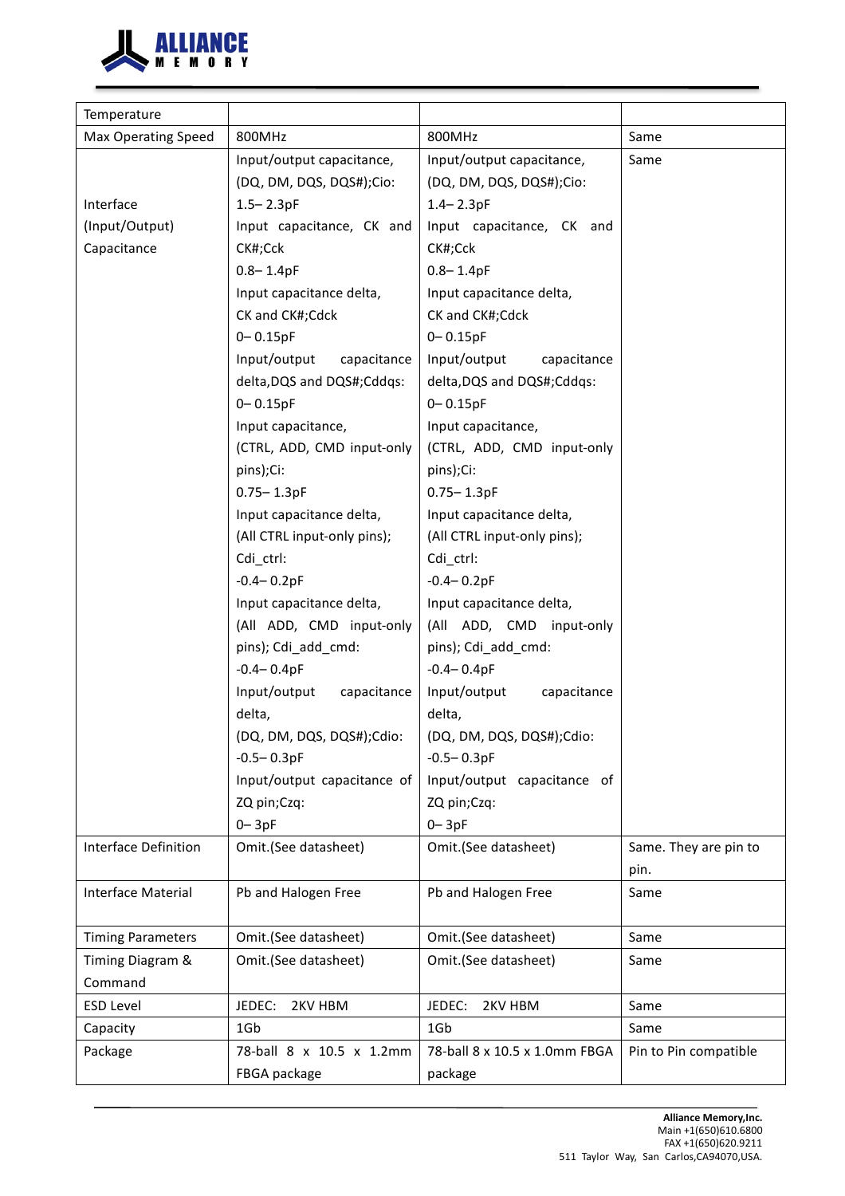| Temperature | | | |
|---|---|---|---|
| Max Operating Speed | 800MHz | 800MHz | Same |
| Interface (Input/Output) Capacitance | Input/output capacitance, (DQ, DM, DQS, DQS#);Cio: 1.5– 2.3pF<br>Input capacitance, CK and CK#;Cck 0.8– 1.4pF<br>Input capacitance delta, CK and CK#;Cdck 0– 0.15pF<br>Input/output capacitance delta,DQS and DQS#;Cddqs: 0– 0.15pF<br>Input capacitance, (CTRL, ADD, CMD input-only pins);Ci: 0.75– 1.3pF<br>Input capacitance delta, (All CTRL input-only pins); Cdi_ctrl: -0.4– 0.2pF<br>Input capacitance delta, (All ADD, CMD input-only pins); Cdi_add_cmd: -0.4– 0.4pF<br>Input/output capacitance delta, (DQ, DM, DQS, DQS#);Cdio: -0.5– 0.3pF<br>Input/output capacitance of ZQ pin;Czq: 0– 3pF | Input/output capacitance, (DQ, DM, DQS, DQS#);Cio: 1.4– 2.3pF<br>Input capacitance, CK and CK#;Cck 0.8– 1.4pF<br>Input capacitance delta, CK and CK#;Cdck 0– 0.15pF<br>Input/output capacitance delta,DQS and DQS#;Cddqs: 0– 0.15pF<br>Input capacitance, (CTRL, ADD, CMD input-only pins);Ci: 0.75– 1.3pF<br>Input capacitance delta, (All CTRL input-only pins); Cdi_ctrl: -0.4– 0.2pF<br>Input capacitance delta, (All ADD, CMD input-only pins); Cdi_add_cmd: -0.4– 0.4pF<br>Input/output capacitance delta, (DQ, DM, DQS, DQS#);Cdio: -0.5– 0.3pF<br>Input/output capacitance of ZQ pin;Czq: 0– 3pF | Same |
| Interface Definition | Omit.(See datasheet) | Omit.(See datasheet) | Same. They are pin to pin. |
| Interface Material | Pb and Halogen Free | Pb and Halogen Free | Same |
| Timing Parameters | Omit.(See datasheet) | Omit.(See datasheet) | Same |
| Timing Diagram & Command | Omit.(See datasheet) | Omit.(See datasheet) | Same |
| ESD Level | JEDEC: 2KV HBM | JEDEC: 2KV HBM | Same |
| Capacity | 1Gb | 1Gb | Same |
| Package | 78-ball 8 x 10.5 x 1.2mm FBGA package | 78-ball 8 x 10.5 x 1.0mm FBGA package | Pin to Pin compatible |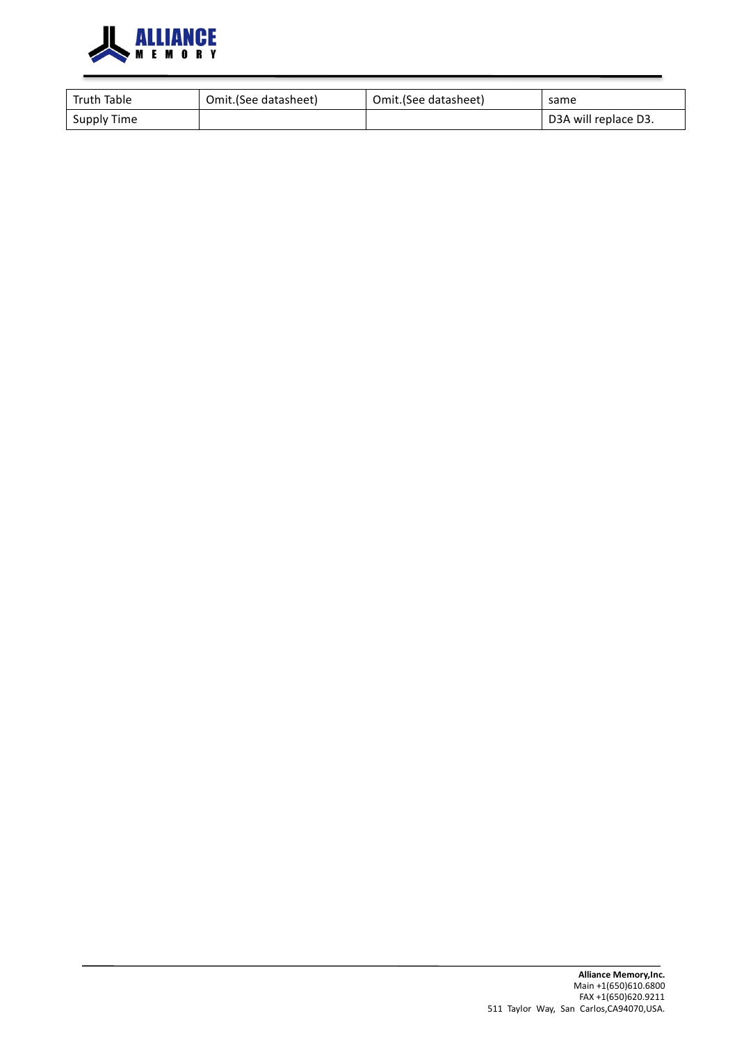| Truth Table | Omit.(See datasheet) | Omit.(See datasheet) | same |
|---|---|---|---|
| Supply Time | | | D3A will replace D3. |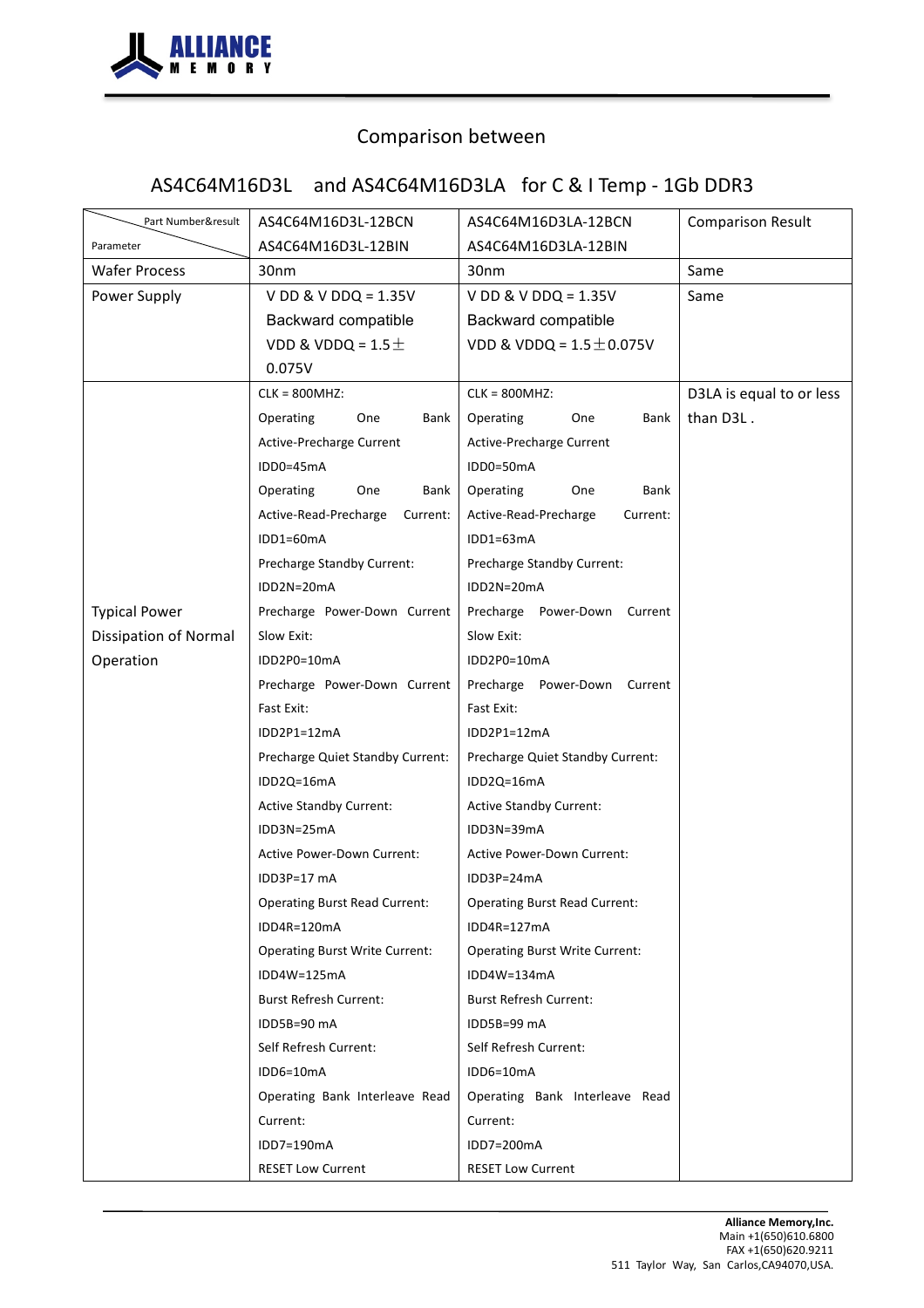## Comparison between

## AS4C64M16D3L and AS4C64M16D3LA for C & I Temp - 1Gb DDR3

| Parameter / Part Number&result | AS4C64M16D3L-12BCN<br>AS4C64M16D3L-12BIN | AS4C64M16D3LA-12BCN<br>AS4C64M16D3LA-12BIN | Comparison Result |
|---|---|---|---|
| Wafer Process | 30nm | 30nm | Same |
| Power Supply | V DD & V DDQ = 1.35V<br>Backward compatible<br>VDD & VDDQ = 1.5±0.075V | V DD & V DDQ = 1.35V<br>Backward compatible<br>VDD & VDDQ = 1.5±0.075V | Same |
| Typical Power Dissipation of Normal Operation | CLK = 800MHZ:<br>Operating One Bank Active-Precharge Current<br>IDD0=45mA<br>Operating One Bank Active-Read-Precharge Current:<br>IDD1=60mA<br>Precharge Standby Current:<br>IDD2N=20mA<br>Precharge Power-Down Current Slow Exit:<br>IDD2P0=10mA<br>Precharge Power-Down Current Fast Exit:<br>IDD2P1=12mA<br>Precharge Quiet Standby Current:<br>IDD2Q=16mA<br>Active Standby Current:<br>IDD3N=25mA<br>Active Power-Down Current:<br>IDD3P=17 mA<br>Operating Burst Read Current:<br>IDD4R=120mA<br>Operating Burst Write Current:<br>IDD4W=125mA<br>Burst Refresh Current:<br>IDD5B=90 mA<br>Self Refresh Current:<br>IDD6=10mA<br>Operating Bank Interleave Read Current:<br>IDD7=190mA<br>RESET Low Current | CLK = 800MHZ:<br>Operating One Bank Active-Precharge Current<br>IDD0=50mA<br>Operating One Bank Active-Read-Precharge Current:<br>IDD1=63mA<br>Precharge Standby Current:<br>IDD2N=20mA<br>Precharge Power-Down Current Slow Exit:<br>IDD2P0=10mA<br>Precharge Power-Down Current Fast Exit:<br>IDD2P1=12mA<br>Precharge Quiet Standby Current:<br>IDD2Q=16mA<br>Active Standby Current:<br>IDD3N=39mA<br>Active Power-Down Current:<br>IDD3P=24mA<br>Operating Burst Read Current:<br>IDD4R=127mA<br>Operating Burst Write Current:<br>IDD4W=134mA<br>Burst Refresh Current:<br>IDD5B=99 mA<br>Self Refresh Current:<br>IDD6=10mA<br>Operating Bank Interleave Read Current:<br>IDD7=200mA<br>RESET Low Current | D3LA is equal to or less than D3L . |

**Alliance Memory,Inc.**
Main +1(650)610.6800
FAX +1(650)620.9211
511 Taylor Way, San Carlos,CA94070,USA.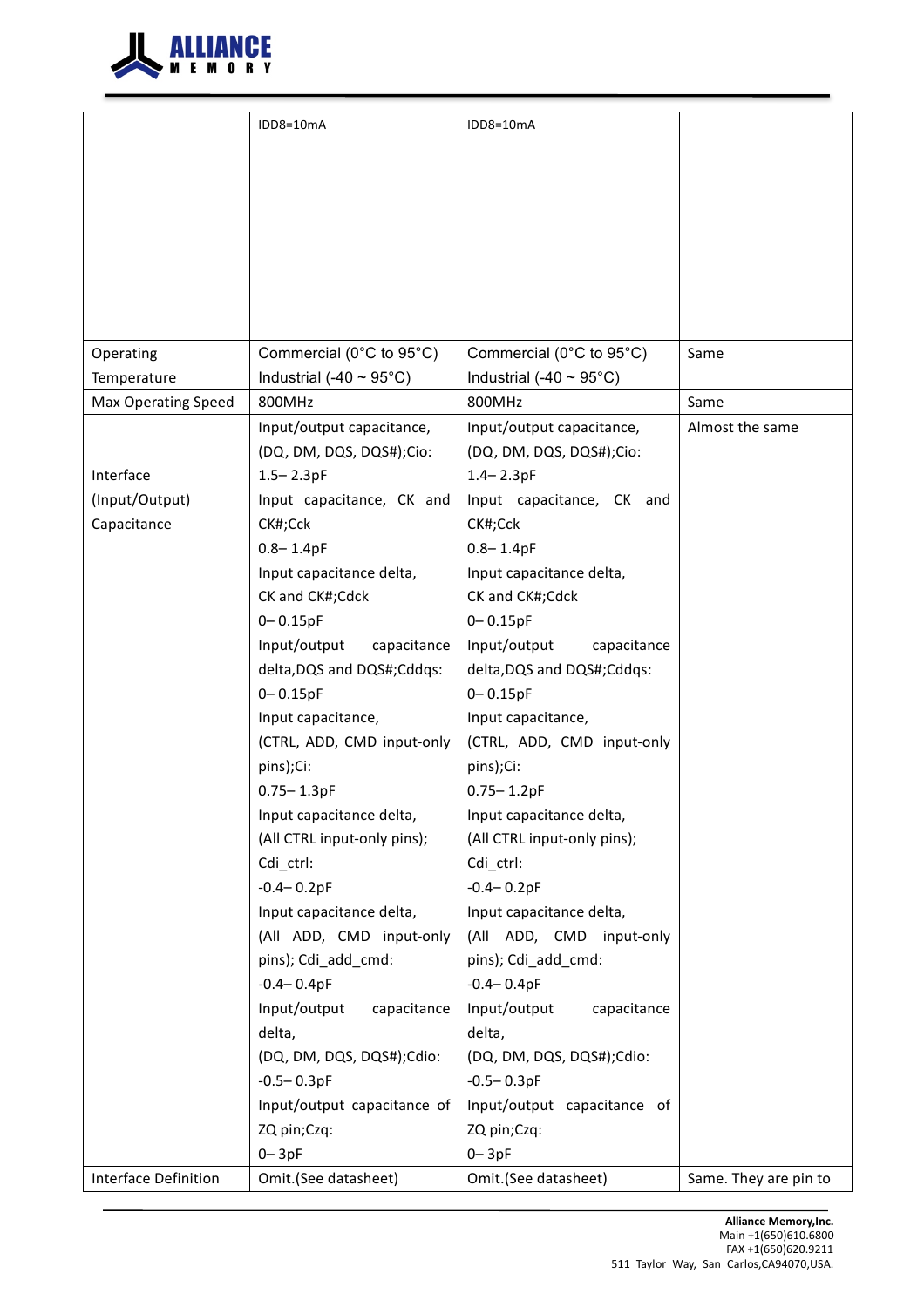| | | | |
|---|---|---|---|
| | IDD8=10mA | IDD8=10mA | |
| Operating Temperature | Commercial (0°C to 95°C) Industrial (-40 ~ 95°C) | Commercial (0°C to 95°C) Industrial (-40 ~ 95°C) | Same |
| Max Operating Speed | 800MHz | 800MHz | Same |
| Interface (Input/Output) Capacitance | Input/output capacitance, (DQ, DM, DQS, DQS#);Cio: 1.5– 2.3pF<br>Input capacitance, CK and CK#;Cck 0.8– 1.4pF<br>Input capacitance delta, CK and CK#;Cdck 0– 0.15pF<br>Input/output capacitance delta,DQS and DQS#;Cddqs: 0– 0.15pF<br>Input capacitance, (CTRL, ADD, CMD input-only pins);Ci: 0.75– 1.3pF<br>Input capacitance delta, (All CTRL input-only pins); Cdi_ctrl: -0.4– 0.2pF<br>Input capacitance delta, (All ADD, CMD input-only pins); Cdi_add_cmd: -0.4– 0.4pF<br>Input/output capacitance delta, (DQ, DM, DQS, DQS#);Cdio: -0.5– 0.3pF<br>Input/output capacitance of ZQ pin;Czq: 0– 3pF | Input/output capacitance, (DQ, DM, DQS, DQS#);Cio: 1.4– 2.3pF<br>Input capacitance, CK and CK#;Cck 0.8– 1.4pF<br>Input capacitance delta, CK and CK#;Cdck 0– 0.15pF<br>Input/output capacitance delta,DQS and DQS#;Cddqs: 0– 0.15pF<br>Input capacitance, (CTRL, ADD, CMD input-only pins);Ci: 0.75– 1.2pF<br>Input capacitance delta, (All CTRL input-only pins); Cdi_ctrl: -0.4– 0.2pF<br>Input capacitance delta, (All ADD, CMD input-only pins); Cdi_add_cmd: -0.4– 0.4pF<br>Input/output capacitance delta, (DQ, DM, DQS, DQS#);Cdio: -0.5– 0.3pF<br>Input/output capacitance of ZQ pin;Czq: 0– 3pF | Almost the same |
| Interface Definition | Omit.(See datasheet) | Omit.(See datasheet) | Same. They are pin to |

**Alliance Memory,Inc.**
Main +1(650)610.6800
FAX +1(650)620.9211
511 Taylor Way, San Carlos,CA94070,USA.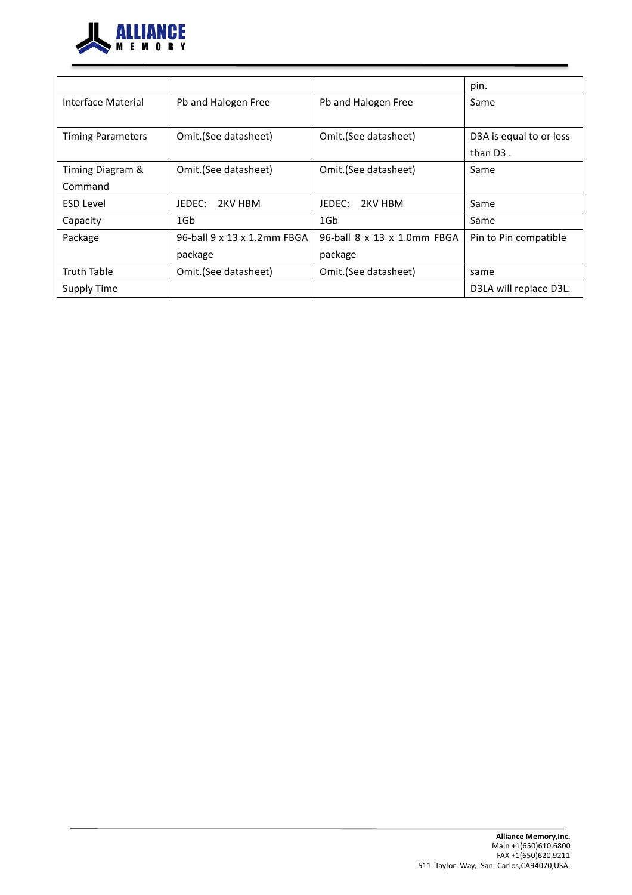|  |  |  | pin. |
|---|---|---|---|
| Interface Material | Pb and Halogen Free | Pb and Halogen Free | Same |
| Timing Parameters | Omit.(See datasheet) | Omit.(See datasheet) | D3A is equal to or less than D3 . |
| Timing Diagram & Command | Omit.(See datasheet) | Omit.(See datasheet) | Same |
| ESD Level | JEDEC: 2KV HBM | JEDEC: 2KV HBM | Same |
| Capacity | 1Gb | 1Gb | Same |
| Package | 96-ball 9 x 13 x 1.2mm FBGA package | 96-ball 8 x 13 x 1.0mm FBGA package | Pin to Pin compatible |
| Truth Table | Omit.(See datasheet) | Omit.(See datasheet) | same |
| Supply Time |  |  | D3LA will replace D3L. |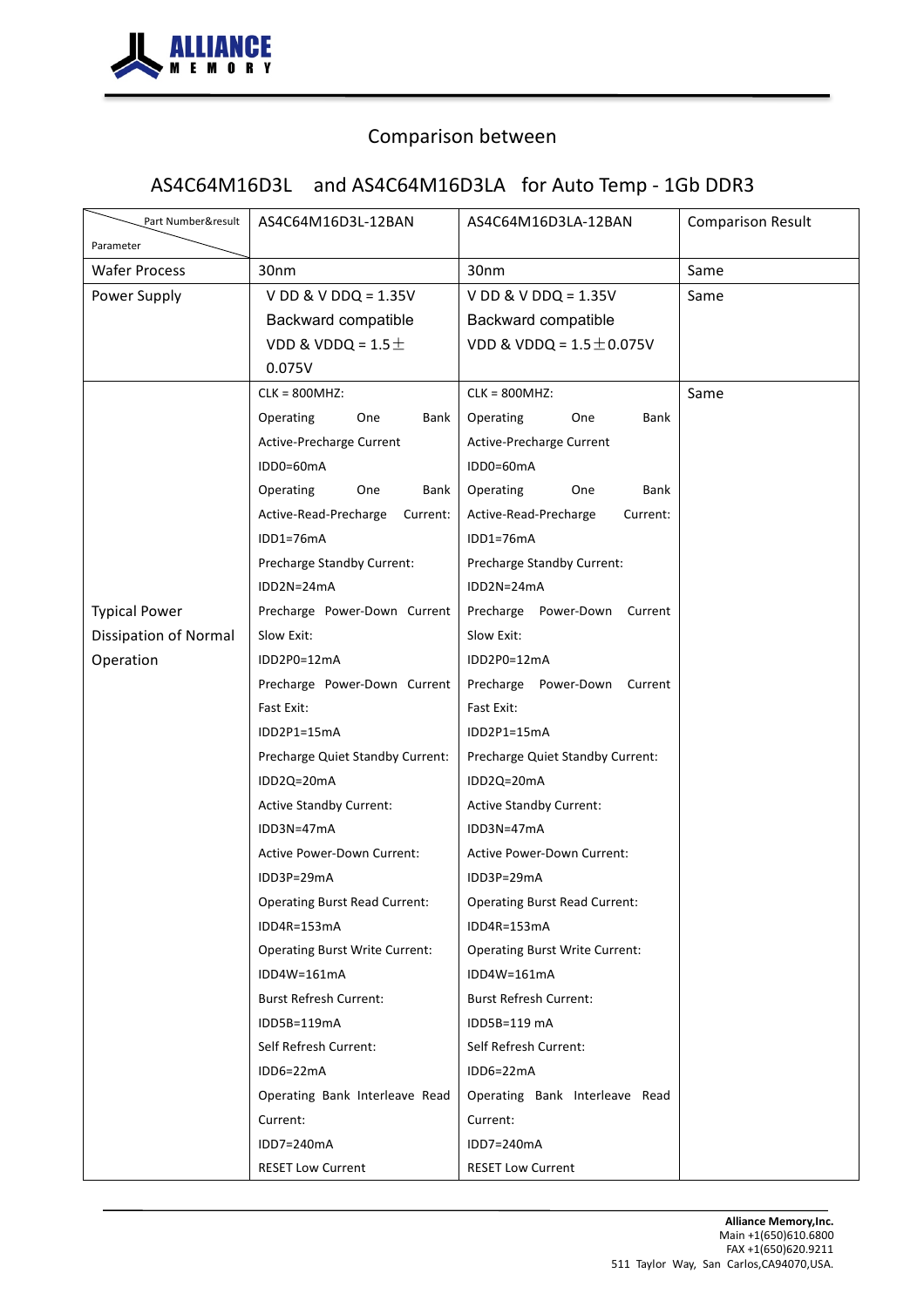Comparison between

## AS4C64M16D3L and AS4C64M16D3LA for Auto Temp - 1Gb DDR3

| Part Number&result / Parameter | AS4C64M16D3L-12BAN | AS4C64M16D3LA-12BAN | Comparison Result |
|---|---|---|---|
| Wafer Process | 30nm | 30nm | Same |
| Power Supply | V DD & V DDQ = 1.35V Backward compatible VDD & VDDQ = 1.5±0.075V | V DD & V DDQ = 1.35V Backward compatible VDD & VDDQ = 1.5±0.075V | Same |
| Typical Power Dissipation of Normal Operation | CLK = 800MHZ:<br>Operating One Bank Active-Precharge Current IDD0=60mA<br>Operating One Bank Active-Read-Precharge Current: IDD1=76mA<br>Precharge Standby Current: IDD2N=24mA<br>Precharge Power-Down Current Slow Exit: IDD2P0=12mA<br>Precharge Power-Down Current Fast Exit: IDD2P1=15mA<br>Precharge Quiet Standby Current: IDD2Q=20mA<br>Active Standby Current: IDD3N=47mA<br>Active Power-Down Current: IDD3P=29mA<br>Operating Burst Read Current: IDD4R=153mA<br>Operating Burst Write Current: IDD4W=161mA<br>Burst Refresh Current: IDD5B=119mA<br>Self Refresh Current: IDD6=22mA<br>Operating Bank Interleave Read Current: IDD7=240mA<br>RESET Low Current | CLK = 800MHZ:<br>Operating One Bank Active-Precharge Current IDD0=60mA<br>Operating One Bank Active-Read-Precharge Current: IDD1=76mA<br>Precharge Standby Current: IDD2N=24mA<br>Precharge Power-Down Current Slow Exit: IDD2P0=12mA<br>Precharge Power-Down Current Fast Exit: IDD2P1=15mA<br>Precharge Quiet Standby Current: IDD2Q=20mA<br>Active Standby Current: IDD3N=47mA<br>Active Power-Down Current: IDD3P=29mA<br>Operating Burst Read Current: IDD4R=153mA<br>Operating Burst Write Current: IDD4W=161mA<br>Burst Refresh Current: IDD5B=119 mA<br>Self Refresh Current: IDD6=22mA<br>Operating Bank Interleave Read Current: IDD7=240mA<br>RESET Low Current | Same |

**Alliance Memory,Inc.**
Main +1(650)610.6800
FAX +1(650)620.9211
511 Taylor Way, San Carlos,CA94070,USA.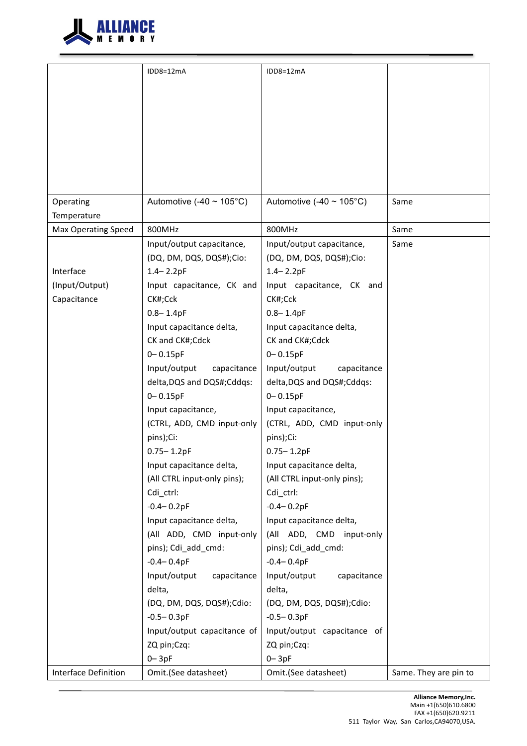|  |  |  |  |
|---|---|---|---|
|  | IDD8=12mA | IDD8=12mA |  |
| Operating Temperature | Automotive (-40 ~ 105°C) | Automotive (-40 ~ 105°C) | Same |
| Max Operating Speed | 800MHz | 800MHz | Same |
| Interface (Input/Output) Capacitance | Input/output capacitance, (DQ, DM, DQS, DQS#);Cio: 1.4– 2.2pF<br>Input capacitance, CK and CK#;Cck 0.8– 1.4pF<br>Input capacitance delta, CK and CK#;Cdck 0– 0.15pF<br>Input/output capacitance delta,DQS and DQS#;Cddqs: 0– 0.15pF<br>Input capacitance, (CTRL, ADD, CMD input-only pins);Ci: 0.75– 1.2pF<br>Input capacitance delta, (All CTRL input-only pins); Cdi_ctrl: -0.4– 0.2pF<br>Input capacitance delta, (All ADD, CMD input-only pins); Cdi_add_cmd: -0.4– 0.4pF<br>Input/output capacitance delta, (DQ, DM, DQS, DQS#);Cdio: -0.5– 0.3pF<br>Input/output capacitance of ZQ pin;Czq: 0– 3pF | Input/output capacitance, (DQ, DM, DQS, DQS#);Cio: 1.4– 2.2pF<br>Input capacitance, CK and CK#;Cck 0.8– 1.4pF<br>Input capacitance delta, CK and CK#;Cdck 0– 0.15pF<br>Input/output capacitance delta,DQS and DQS#;Cddqs: 0– 0.15pF<br>Input capacitance, (CTRL, ADD, CMD input-only pins);Ci: 0.75– 1.2pF<br>Input capacitance delta, (All CTRL input-only pins); Cdi_ctrl: -0.4– 0.2pF<br>Input capacitance delta, (All ADD, CMD input-only pins); Cdi_add_cmd: -0.4– 0.4pF<br>Input/output capacitance delta, (DQ, DM, DQS, DQS#);Cdio: -0.5– 0.3pF<br>Input/output capacitance of ZQ pin;Czq: 0– 3pF | Same |
| Interface Definition | Omit.(See datasheet) | Omit.(See datasheet) | Same. They are pin to |

**Alliance Memory,Inc.**
Main +1(650)610.6800
FAX +1(650)620.9211
511 Taylor Way, San Carlos,CA94070,USA.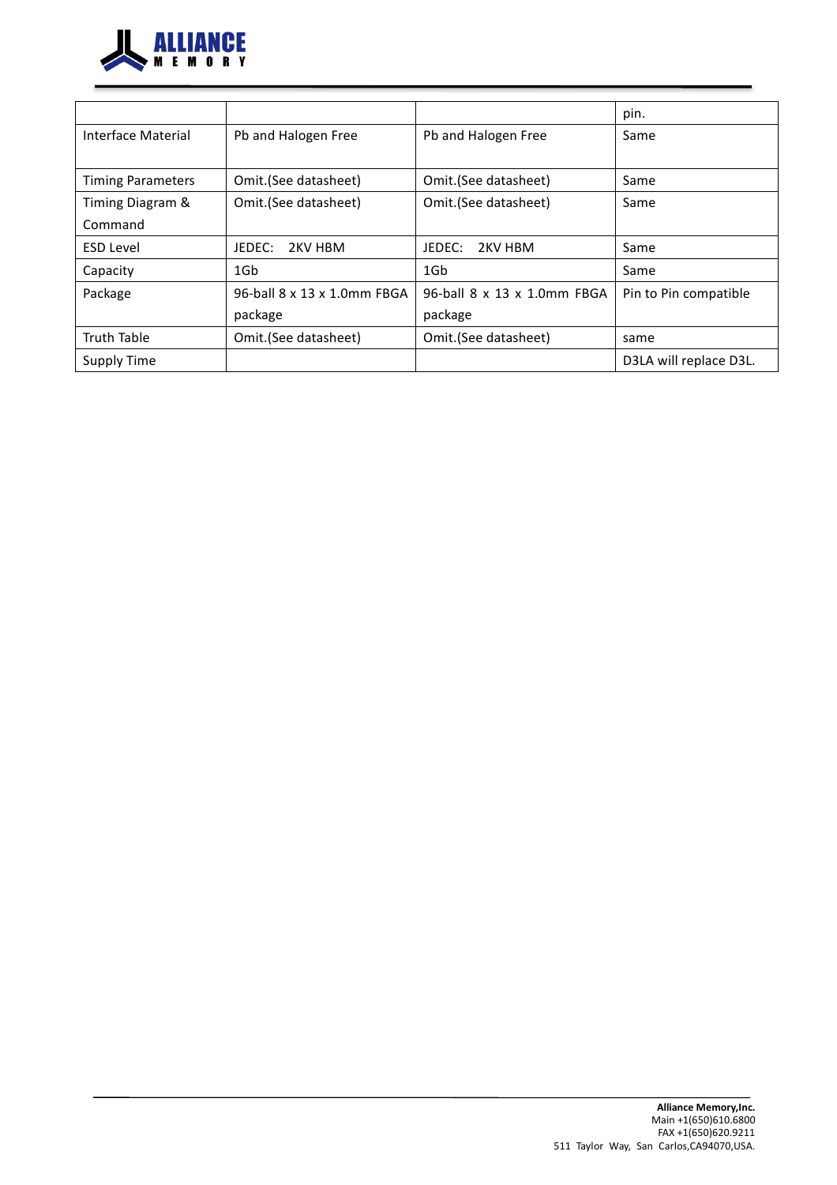|  |  |  | pin. |
|---|---|---|---|
| Interface Material | Pb and Halogen Free | Pb and Halogen Free | Same |
| Timing Parameters | Omit.(See datasheet) | Omit.(See datasheet) | Same |
| Timing Diagram & Command | Omit.(See datasheet) | Omit.(See datasheet) | Same |
| ESD Level | JEDEC: 2KV HBM | JEDEC: 2KV HBM | Same |
| Capacity | 1Gb | 1Gb | Same |
| Package | 96-ball 8 x 13 x 1.0mm FBGA package | 96-ball 8 x 13 x 1.0mm FBGA package | Pin to Pin compatible |
| Truth Table | Omit.(See datasheet) | Omit.(See datasheet) | same |
| Supply Time |  |  | D3LA will replace D3L. |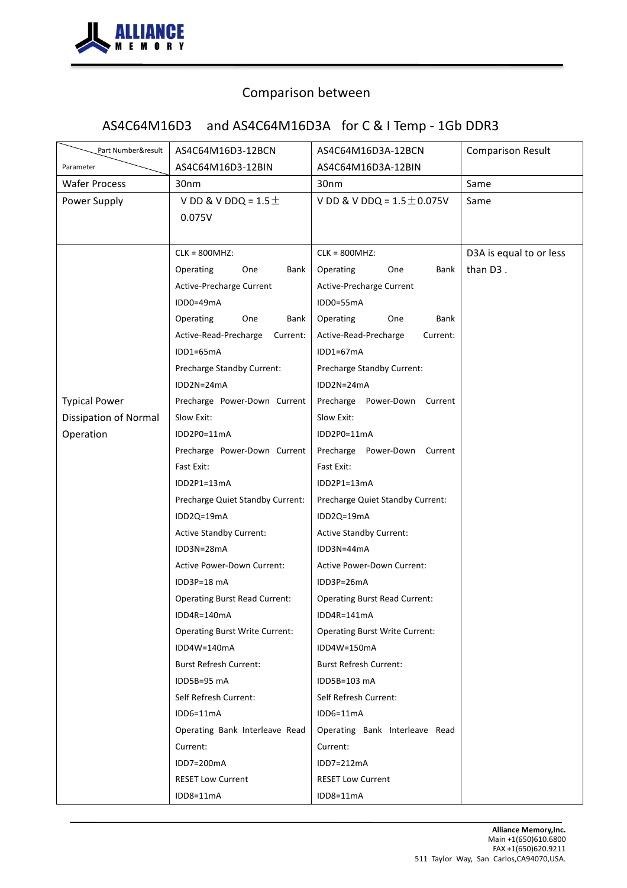## Comparison between

## AS4C64M16D3 and AS4C64M16D3A for C & I Temp - 1Gb DDR3

| Part Number&result / Parameter | AS4C64M16D3-12BCN AS4C64M16D3-12BIN | AS4C64M16D3A-12BCN AS4C64M16D3A-12BIN | Comparison Result |
|---|---|---|---|
| Wafer Process | 30nm | 30nm | Same |
| Power Supply | V DD & V DDQ = 1.5±0.075V | V DD & V DDQ = 1.5±0.075V | Same |
| Typical Power Dissipation of Normal Operation | CLK = 800MHZ:<br>Operating One Bank Active-Precharge Current IDD0=49mA<br>Operating One Bank Active-Read-Precharge Current: IDD1=65mA<br>Precharge Standby Current: IDD2N=24mA<br>Precharge Power-Down Current Slow Exit: IDD2P0=11mA<br>Precharge Power-Down Current Fast Exit: IDD2P1=13mA<br>Precharge Quiet Standby Current: IDD2Q=19mA<br>Active Standby Current: IDD3N=28mA<br>Active Power-Down Current: IDD3P=18 mA<br>Operating Burst Read Current: IDD4R=140mA<br>Operating Burst Write Current: IDD4W=140mA<br>Burst Refresh Current: IDD5B=95 mA<br>Self Refresh Current: IDD6=11mA<br>Operating Bank Interleave Read Current: IDD7=200mA<br>RESET Low Current IDD8=11mA | CLK = 800MHZ:<br>Operating One Bank Active-Precharge Current IDD0=55mA<br>Operating One Bank Active-Read-Precharge Current: IDD1=67mA<br>Precharge Standby Current: IDD2N=24mA<br>Precharge Power-Down Current Slow Exit: IDD2P0=11mA<br>Precharge Power-Down Current Fast Exit: IDD2P1=13mA<br>Precharge Quiet Standby Current: IDD2Q=19mA<br>Active Standby Current: IDD3N=44mA<br>Active Power-Down Current: IDD3P=26mA<br>Operating Burst Read Current: IDD4R=141mA<br>Operating Burst Write Current: IDD4W=150mA<br>Burst Refresh Current: IDD5B=103 mA<br>Self Refresh Current: IDD6=11mA<br>Operating Bank Interleave Read Current: IDD7=212mA<br>RESET Low Current IDD8=11mA | D3A is equal to or less than D3 . |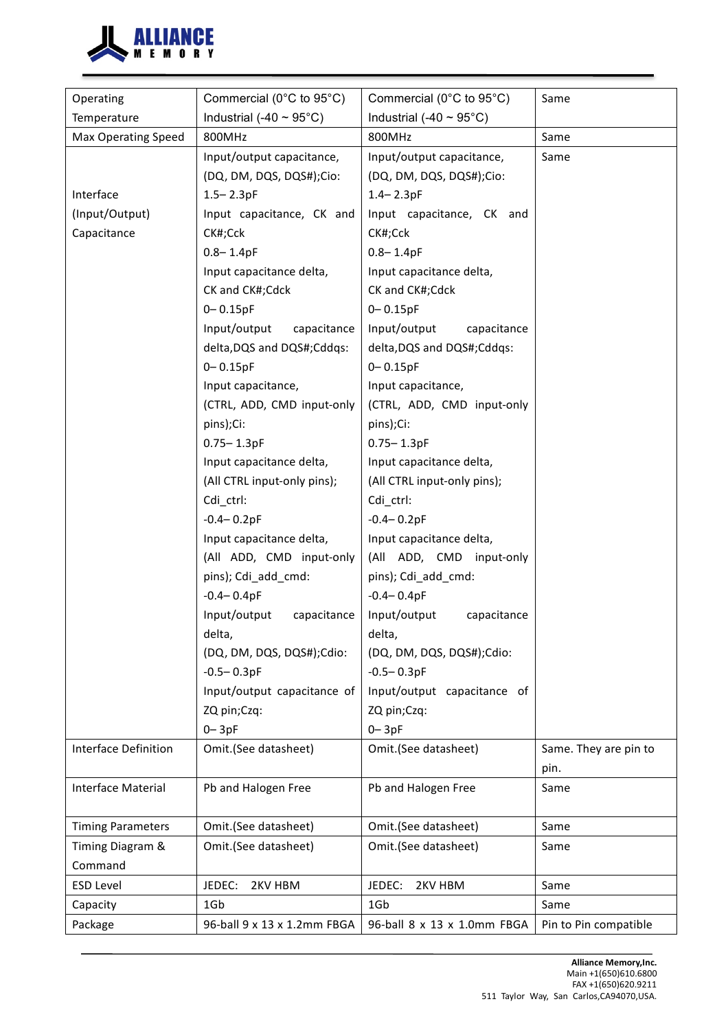| Operating Temperature | Commercial (0°C to 95°C) Industrial (-40 ~ 95°C) | Commercial (0°C to 95°C) Industrial (-40 ~ 95°C) | Same |
|---|---|---|---|
| Max Operating Speed | 800MHz | 800MHz | Same |
| Interface (Input/Output) Capacitance | Input/output capacitance, (DQ, DM, DQS, DQS#);Cio: 1.5– 2.3pF<br>Input capacitance, CK and CK#;Cck 0.8– 1.4pF<br>Input capacitance delta, CK and CK#;Cdck 0– 0.15pF<br>Input/output capacitance delta,DQS and DQS#;Cddqs: 0– 0.15pF<br>Input capacitance, (CTRL, ADD, CMD input-only pins);Ci: 0.75– 1.3pF<br>Input capacitance delta, (All CTRL input-only pins); Cdi_ctrl: -0.4– 0.2pF<br>Input capacitance delta, (All ADD, CMD input-only pins); Cdi_add_cmd: -0.4– 0.4pF<br>Input/output capacitance delta, (DQ, DM, DQS, DQS#);Cdio: -0.5– 0.3pF<br>Input/output capacitance of ZQ pin;Czq: 0– 3pF | Input/output capacitance, (DQ, DM, DQS, DQS#);Cio: 1.4– 2.3pF<br>Input capacitance, CK and CK#;Cck 0.8– 1.4pF<br>Input capacitance delta, CK and CK#;Cdck 0– 0.15pF<br>Input/output capacitance delta,DQS and DQS#;Cddqs: 0– 0.15pF<br>Input capacitance, (CTRL, ADD, CMD input-only pins);Ci: 0.75– 1.3pF<br>Input capacitance delta, (All CTRL input-only pins); Cdi_ctrl: -0.4– 0.2pF<br>Input capacitance delta, (All ADD, CMD input-only pins); Cdi_add_cmd: -0.4– 0.4pF<br>Input/output capacitance delta, (DQ, DM, DQS, DQS#);Cdio: -0.5– 0.3pF<br>Input/output capacitance of ZQ pin;Czq: 0– 3pF | Same |
| Interface Definition | Omit.(See datasheet) | Omit.(See datasheet) | Same. They are pin to pin. |
| Interface Material | Pb and Halogen Free | Pb and Halogen Free | Same |
| Timing Parameters | Omit.(See datasheet) | Omit.(See datasheet) | Same |
| Timing Diagram & Command | Omit.(See datasheet) | Omit.(See datasheet) | Same |
| ESD Level | JEDEC: 2KV HBM | JEDEC: 2KV HBM | Same |
| Capacity | 1Gb | 1Gb | Same |
| Package | 96-ball 9 x 13 x 1.2mm FBGA | 96-ball 8 x 13 x 1.0mm FBGA | Pin to Pin compatible |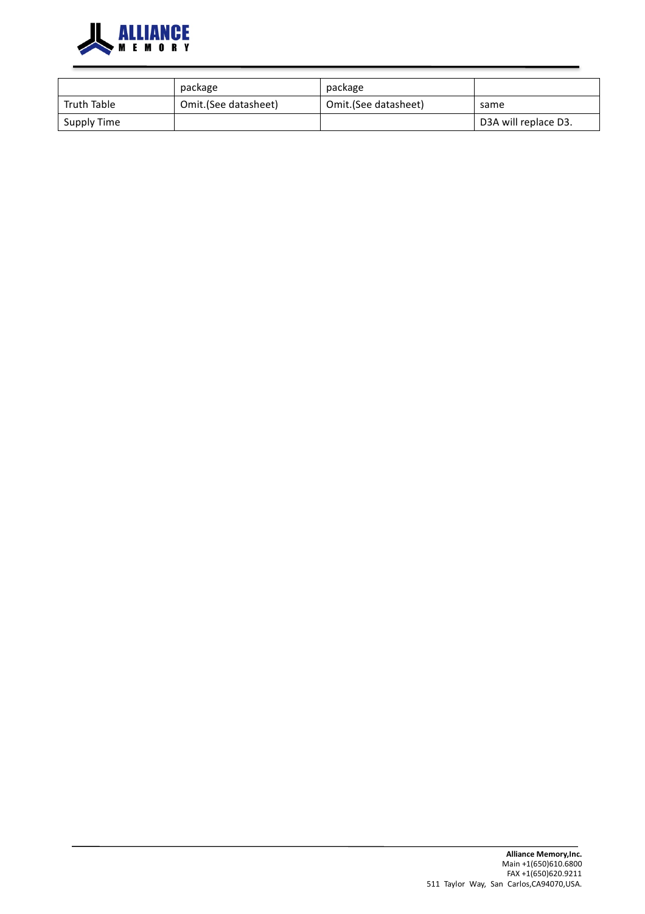|  |  |  |  |
|---|---|---|---|
|  | package | package |  |
| Truth Table | Omit.(See datasheet) | Omit.(See datasheet) | same |
| Supply Time |  |  | D3A will replace D3. |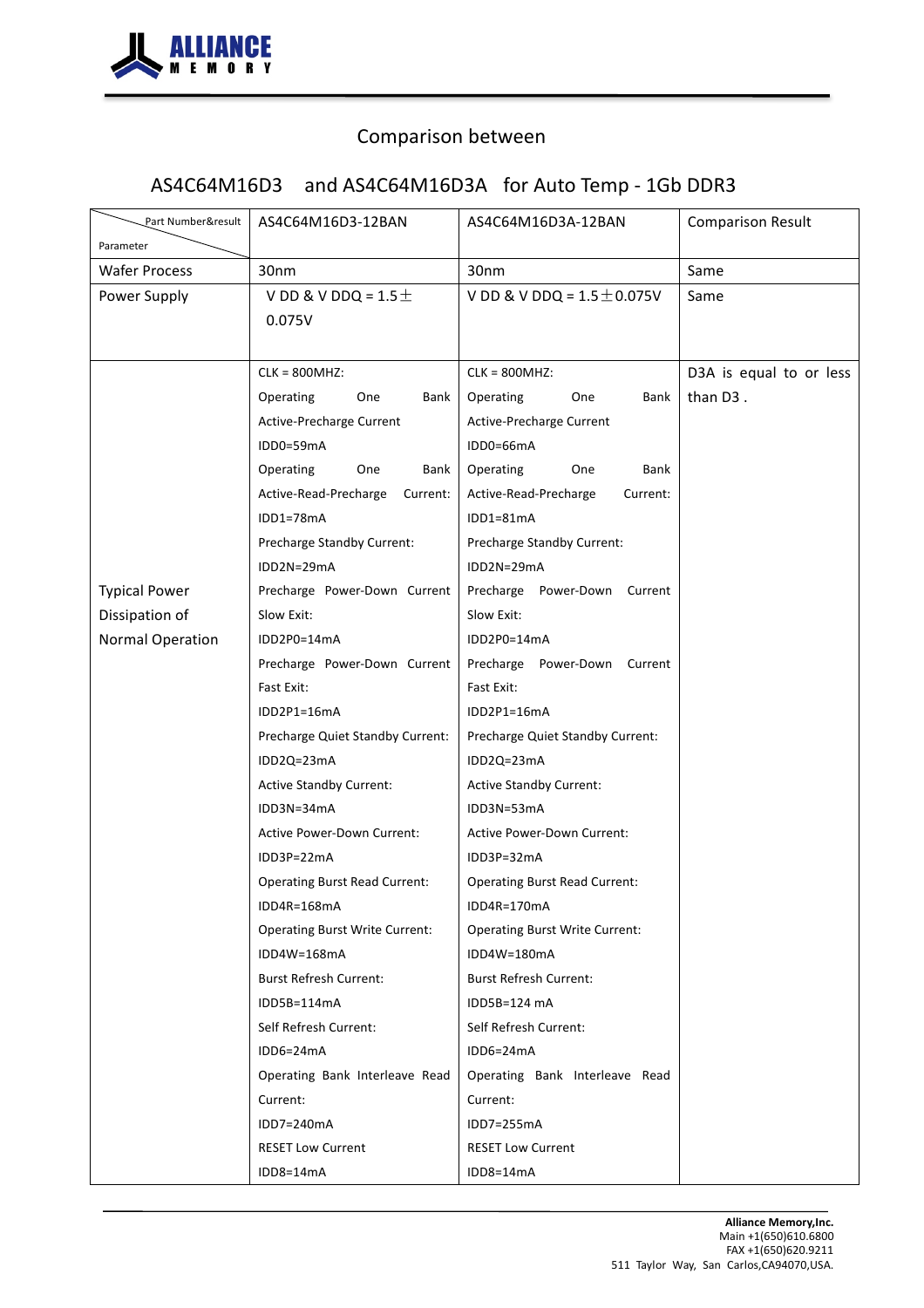## Comparison between

## AS4C64M16D3 and AS4C64M16D3A for Auto Temp - 1Gb DDR3

| Part Number&result / Parameter | AS4C64M16D3-12BAN | AS4C64M16D3A-12BAN | Comparison Result |
|---|---|---|---|
| Wafer Process | 30nm | 30nm | Same |
| Power Supply | V DD & V DDQ = 1.5 ± 0.075V | V DD & V DDQ = 1.5 ± 0.075V | Same |
| Typical Power Dissipation of Normal Operation | CLK = 800MHZ:<br>Operating One Bank Active-Precharge Current<br>IDD0=59mA<br>Operating One Bank Active-Read-Precharge Current:<br>IDD1=78mA<br>Precharge Standby Current:<br>IDD2N=29mA<br>Precharge Power-Down Current Slow Exit:<br>IDD2P0=14mA<br>Precharge Power-Down Current Fast Exit:<br>IDD2P1=16mA<br>Precharge Quiet Standby Current:<br>IDD2Q=23mA<br>Active Standby Current:<br>IDD3N=34mA<br>Active Power-Down Current:<br>IDD3P=22mA<br>Operating Burst Read Current:<br>IDD4R=168mA<br>Operating Burst Write Current:<br>IDD4W=168mA<br>Burst Refresh Current:<br>IDD5B=114mA<br>Self Refresh Current:<br>IDD6=24mA<br>Operating Bank Interleave Read Current:<br>IDD7=240mA<br>RESET Low Current<br>IDD8=14mA | CLK = 800MHZ:<br>Operating One Bank Active-Precharge Current<br>IDD0=66mA<br>Operating One Bank Active-Read-Precharge Current:<br>IDD1=81mA<br>Precharge Standby Current:<br>IDD2N=29mA<br>Precharge Power-Down Current Slow Exit:<br>IDD2P0=14mA<br>Precharge Power-Down Current Fast Exit:<br>IDD2P1=16mA<br>Precharge Quiet Standby Current:<br>IDD2Q=23mA<br>Active Standby Current:<br>IDD3N=53mA<br>Active Power-Down Current:<br>IDD3P=32mA<br>Operating Burst Read Current:<br>IDD4R=170mA<br>Operating Burst Write Current:<br>IDD4W=180mA<br>Burst Refresh Current:<br>IDD5B=124 mA<br>Self Refresh Current:<br>IDD6=24mA<br>Operating Bank Interleave Read Current:<br>IDD7=255mA<br>RESET Low Current<br>IDD8=14mA | D3A is equal to or less than D3 . |

**Alliance Memory,Inc.**
Main +1(650)610.6800
FAX +1(650)620.9211
511 Taylor Way, San Carlos,CA94070,USA.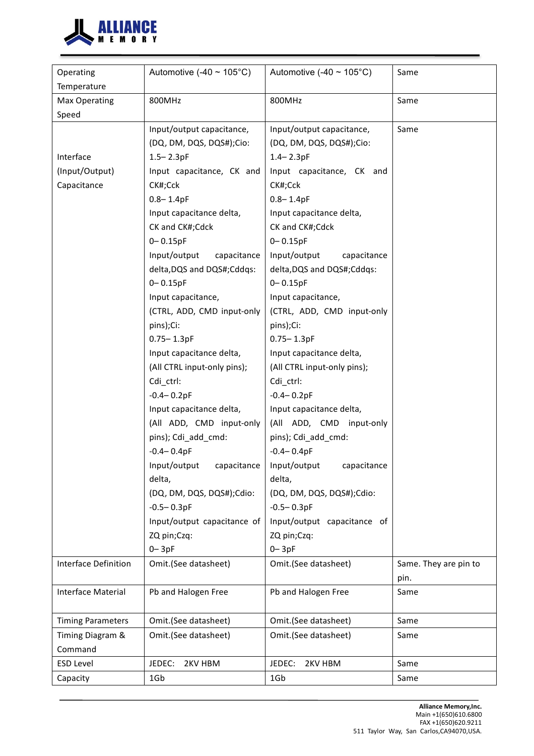| Operating Temperature | Automotive (-40 ~ 105°C) | Automotive (-40 ~ 105°C) | Same |
|---|---|---|---|
| Max Operating Speed | 800MHz | 800MHz | Same |
| Interface (Input/Output) Capacitance | Input/output capacitance, (DQ, DM, DQS, DQS#);Cio: 1.5– 2.3pF<br>Input capacitance, CK and CK#;Cck 0.8– 1.4pF<br>Input capacitance delta, CK and CK#;Cdck 0– 0.15pF<br>Input/output capacitance delta,DQS and DQS#;Cddqs: 0– 0.15pF<br>Input capacitance, (CTRL, ADD, CMD input-only pins);Ci: 0.75– 1.3pF<br>Input capacitance delta, (All CTRL input-only pins); Cdi_ctrl: -0.4– 0.2pF<br>Input capacitance delta, (All ADD, CMD input-only pins); Cdi_add_cmd: -0.4– 0.4pF<br>Input/output capacitance delta, (DQ, DM, DQS, DQS#);Cdio: -0.5– 0.3pF<br>Input/output capacitance of ZQ pin;Czq: 0– 3pF | Input/output capacitance, (DQ, DM, DQS, DQS#);Cio: 1.4– 2.3pF<br>Input capacitance, CK and CK#;Cck 0.8– 1.4pF<br>Input capacitance delta, CK and CK#;Cdck 0– 0.15pF<br>Input/output capacitance delta,DQS and DQS#;Cddqs: 0– 0.15pF<br>Input capacitance, (CTRL, ADD, CMD input-only pins);Ci: 0.75– 1.3pF<br>Input capacitance delta, (All CTRL input-only pins); Cdi_ctrl: -0.4– 0.2pF<br>Input capacitance delta, (All ADD, CMD input-only pins); Cdi_add_cmd: -0.4– 0.4pF<br>Input/output capacitance delta, (DQ, DM, DQS, DQS#);Cdio: -0.5– 0.3pF<br>Input/output capacitance of ZQ pin;Czq: 0– 3pF | Same |
| Interface Definition | Omit.(See datasheet) | Omit.(See datasheet) | Same. They are pin to pin. |
| Interface Material | Pb and Halogen Free | Pb and Halogen Free | Same |
| Timing Parameters | Omit.(See datasheet) | Omit.(See datasheet) | Same |
| Timing Diagram & Command | Omit.(See datasheet) | Omit.(See datasheet) | Same |
| ESD Level | JEDEC: 2KV HBM | JEDEC: 2KV HBM | Same |
| Capacity | 1Gb | 1Gb | Same |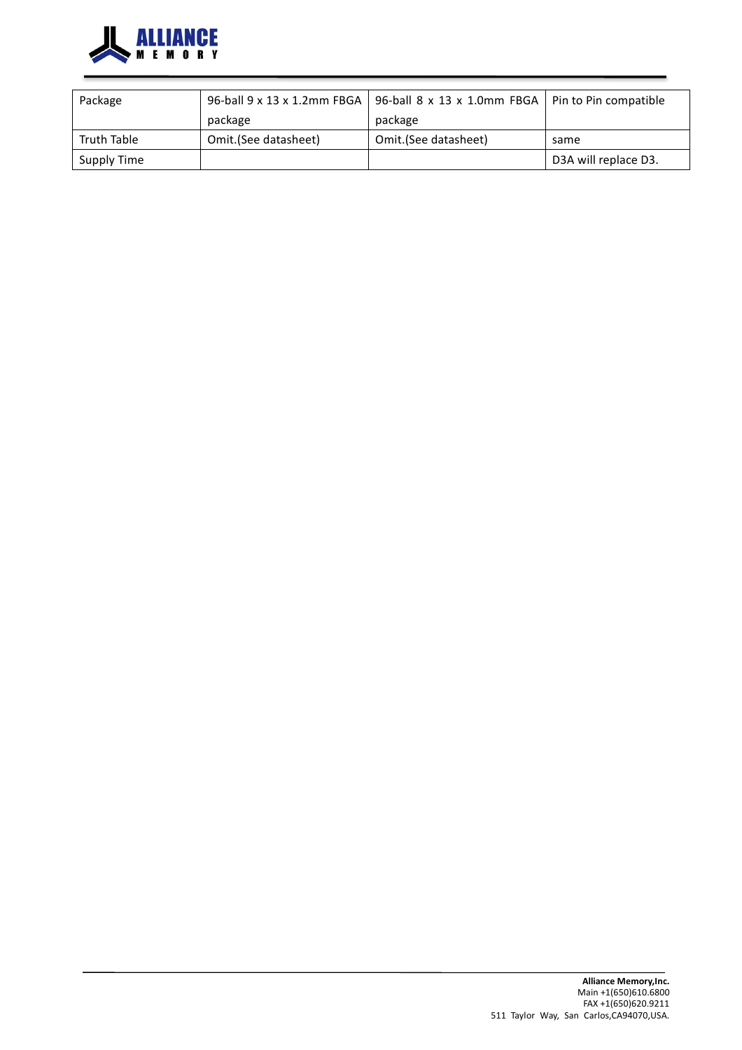| | | | |
|---|---|---|---|
| Package | 96-ball 9 x 13 x 1.2mm FBGA package | 96-ball 8 x 13 x 1.0mm FBGA package | Pin to Pin compatible |
| Truth Table | Omit.(See datasheet) | Omit.(See datasheet) | same |
| Supply Time | | | D3A will replace D3. |